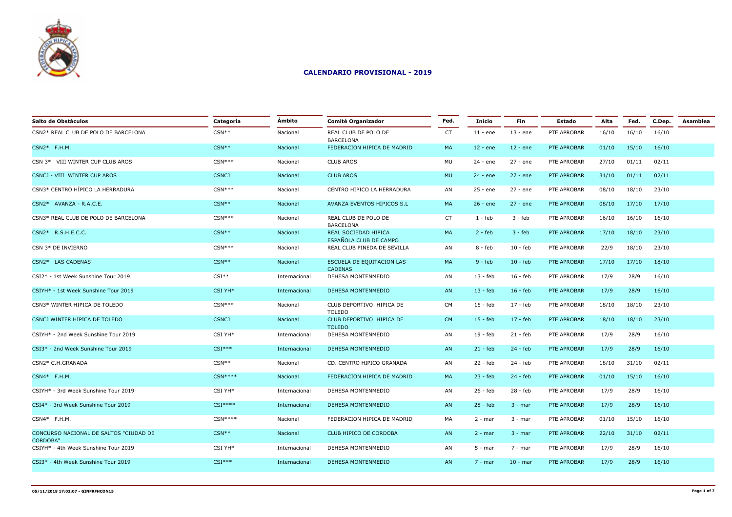# CALENDARIO PROVISIONAL - 2019

| Salto de Obstáculos | Categoría | Ámbito | Comité Organizador | Fed. | Inicio | Fin | Estado | Alta | Fed. | C.Dep. | Asamblea |
|---|---|---|---|---|---|---|---|---|---|---|---|
| CSN2* REAL CLUB DE POLO DE BARCELONA | CSN** | Nacional | REAL CLUB DE POLO DE BARCELONA | CT | 11 - ene | 13 - ene | PTE APROBAR | 16/10 | 16/10 | 16/10 | |
| CSN2* F.H.M. | CSN** | Nacional | FEDERACION HIPICA DE MADRID | MA | 12 - ene | 12 - ene | PTE APROBAR | 01/10 | 15/10 | 16/10 | |
| CSN 3* VIII WINTER CUP CLUB AROS | CSN*** | Nacional | CLUB AROS | MU | 24 - ene | 27 - ene | PTE APROBAR | 27/10 | 01/11 | 02/11 | |
| CSNCJ - VIII WINTER CUP AROS | CSNCJ | Nacional | CLUB AROS | MU | 24 - ene | 27 - ene | PTE APROBAR | 31/10 | 01/11 | 02/11 | |
| CSN3* CENTRO HÍPICO LA HERRADURA | CSN*** | Nacional | CENTRO HIPICO LA HERRADURA | AN | 25 - ene | 27 - ene | PTE APROBAR | 08/10 | 18/10 | 23/10 | |
| CSN2* AVANZA - R.A.C.E. | CSN** | Nacional | AVANZA EVENTOS HIPICOS S.L | MA | 26 - ene | 27 - ene | PTE APROBAR | 08/10 | 17/10 | 17/10 | |
| CSN3* REAL CLUB DE POLO DE BARCELONA | CSN*** | Nacional | REAL CLUB DE POLO DE BARCELONA | CT | 1 - feb | 3 - feb | PTE APROBAR | 16/10 | 16/10 | 16/10 | |
| CSN2* R.S.H.E.C.C. | CSN** | Nacional | REAL SOCIEDAD HIPICA ESPAÑOLA CLUB DE CAMPO | MA | 2 - feb | 3 - feb | PTE APROBAR | 17/10 | 18/10 | 23/10 | |
| CSN 3* DE INVIERNO | CSN*** | Nacional | REAL CLUB PINEDA DE SEVILLA | AN | 8 - feb | 10 - feb | PTE APROBAR | 22/9 | 18/10 | 23/10 | |
| CSN2* LAS CADENAS | CSN** | Nacional | ESCUELA DE EQUITACION LAS CADENAS | MA | 9 - feb | 10 - feb | PTE APROBAR | 17/10 | 17/10 | 18/10 | |
| CSI2* - 1st Week Sunshine Tour 2019 | CSI** | Internacional | DEHESA MONTENMEDIO | AN | 13 - feb | 16 - feb | PTE APROBAR | 17/9 | 28/9 | 16/10 | |
| CSIYH* - 1st Week Sunshine Tour 2019 | CSI YH* | Internacional | DEHESA MONTENMEDIO | AN | 13 - feb | 16 - feb | PTE APROBAR | 17/9 | 28/9 | 16/10 | |
| CSN3* WINTER HIPICA DE TOLEDO | CSN*** | Nacional | CLUB DEPORTIVO HIPICA DE TOLEDO | CM | 15 - feb | 17 - feb | PTE APROBAR | 18/10 | 18/10 | 23/10 | |
| CSNCJ WINTER HIPICA DE TOLEDO | CSNCJ | Nacional | CLUB DEPORTIVO HIPICA DE TOLEDO | CM | 15 - feb | 17 - feb | PTE APROBAR | 18/10 | 18/10 | 23/10 | |
| CSIYH* - 2nd Week Sunshine Tour 2019 | CSI YH* | Internacional | DEHESA MONTENMEDIO | AN | 19 - feb | 21 - feb | PTE APROBAR | 17/9 | 28/9 | 16/10 | |
| CSI3* - 2nd Week Sunshine Tour 2019 | CSI*** | Internacional | DEHESA MONTENMEDIO | AN | 21 - feb | 24 - feb | PTE APROBAR | 17/9 | 28/9 | 16/10 | |
| CSN2* C.H.GRANADA | CSN** | Nacional | CD. CENTRO HIPICO GRANADA | AN | 22 - feb | 24 - feb | PTE APROBAR | 18/10 | 31/10 | 02/11 | |
| CSN4* F.H.M. | CSN**** | Nacional | FEDERACION HIPICA DE MADRID | MA | 23 - feb | 24 - feb | PTE APROBAR | 01/10 | 15/10 | 16/10 | |
| CSIYH* - 3rd Week Sunshine Tour 2019 | CSI YH* | Internacional | DEHESA MONTENMEDIO | AN | 26 - feb | 28 - feb | PTE APROBAR | 17/9 | 28/9 | 16/10 | |
| CSI4* - 3rd Week Sunshine Tour 2019 | CSI**** | Internacional | DEHESA MONTENMEDIO | AN | 28 - feb | 3 - mar | PTE APROBAR | 17/9 | 28/9 | 16/10 | |
| CSN4* F.H.M. | CSN**** | Nacional | FEDERACION HIPICA DE MADRID | MA | 2 - mar | 3 - mar | PTE APROBAR | 01/10 | 15/10 | 16/10 | |
| CONCURSO NACIONAL DE SALTOS "CIUDAD DE CORDOBA" | CSN** | Nacional | CLUB HIPICO DE CORDOBA | AN | 2 - mar | 3 - mar | PTE APROBAR | 22/10 | 31/10 | 02/11 | |
| CSIYH* - 4th Week Sunshine Tour 2019 | CSI YH* | Internacional | DEHESA MONTENMEDIO | AN | 5 - mar | 7 - mar | PTE APROBAR | 17/9 | 28/9 | 16/10 | |
| CSI3* - 4th Week Sunshine Tour 2019 | CSI*** | Internacional | DEHESA MONTENMEDIO | AN | 7 - mar | 10 - mar | PTE APROBAR | 17/9 | 28/9 | 16/10 | |

05/11/2018 17:02:07 - GINFRFHCON15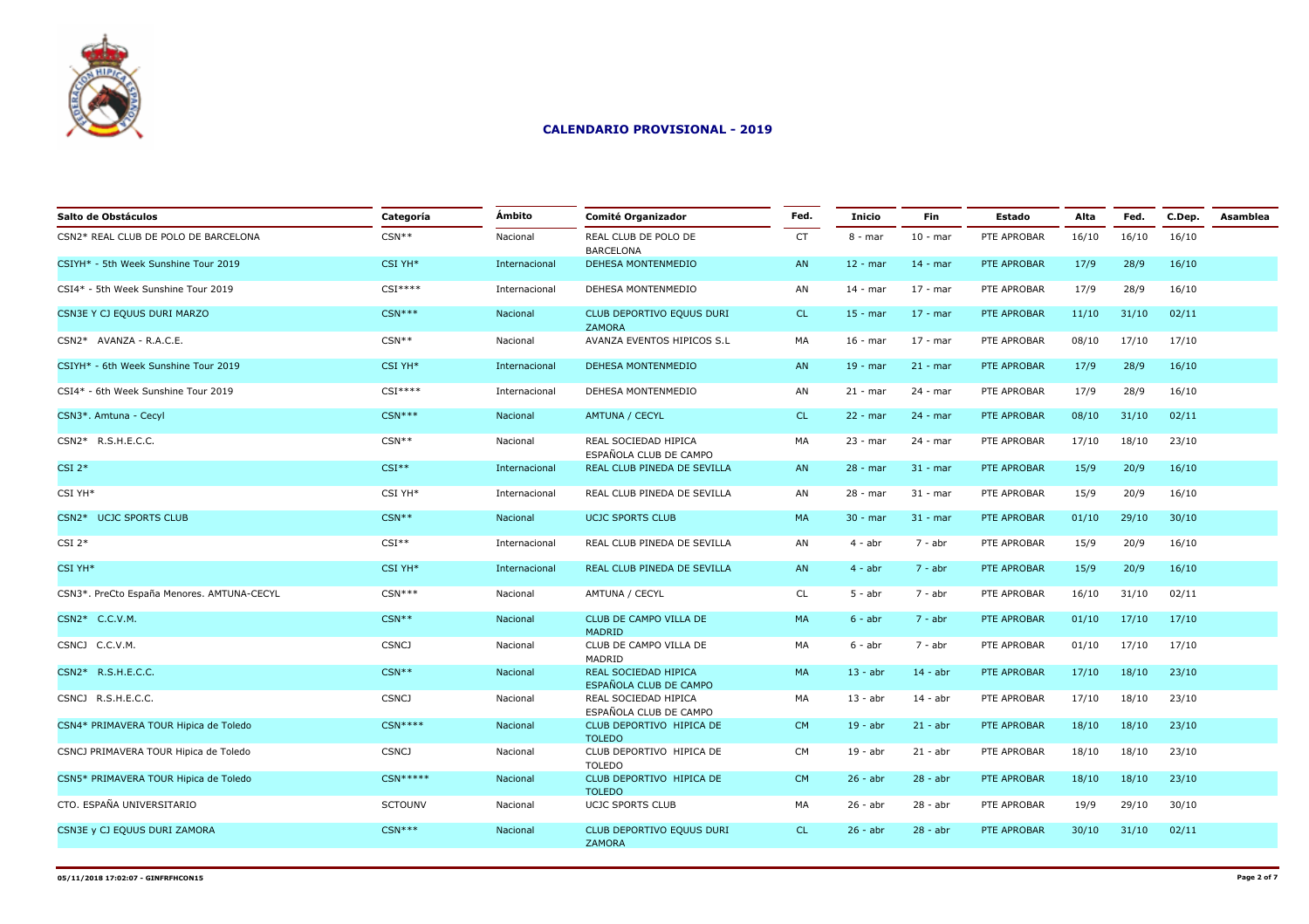## CALENDARIO PROVISIONAL - 2019

| Salto de Obstáculos | Categoría | Ámbito | Comité Organizador | Fed. | Inicio | Fin | Estado | Alta | Fed. | C.Dep. | Asamblea |
|---|---|---|---|---|---|---|---|---|---|---|---|
| CSN2* REAL CLUB DE POLO DE BARCELONA | CSN** | Nacional | REAL CLUB DE POLO DE BARCELONA | CT | 8 - mar | 10 - mar | PTE APROBAR | 16/10 | 16/10 | 16/10 | |
| CSIYH* - 5th Week Sunshine Tour 2019 | CSI YH* | Internacional | DEHESA MONTENMEDIO | AN | 12 - mar | 14 - mar | PTE APROBAR | 17/9 | 28/9 | 16/10 | |
| CSI4* - 5th Week Sunshine Tour 2019 | CSI**** | Internacional | DEHESA MONTENMEDIO | AN | 14 - mar | 17 - mar | PTE APROBAR | 17/9 | 28/9 | 16/10 | |
| CSN3E Y CJ EQUUS DURI MARZO | CSN*** | Nacional | CLUB DEPORTIVO EQUUS DURI ZAMORA | CL | 15 - mar | 17 - mar | PTE APROBAR | 11/10 | 31/10 | 02/11 | |
| CSN2* AVANZA - R.A.C.E. | CSN** | Nacional | AVANZA EVENTOS HIPICOS S.L | MA | 16 - mar | 17 - mar | PTE APROBAR | 08/10 | 17/10 | 17/10 | |
| CSIYH* - 6th Week Sunshine Tour 2019 | CSI YH* | Internacional | DEHESA MONTENMEDIO | AN | 19 - mar | 21 - mar | PTE APROBAR | 17/9 | 28/9 | 16/10 | |
| CSI4* - 6th Week Sunshine Tour 2019 | CSI**** | Internacional | DEHESA MONTENMEDIO | AN | 21 - mar | 24 - mar | PTE APROBAR | 17/9 | 28/9 | 16/10 | |
| CSN3*. Amtuna - Cecyl | CSN*** | Nacional | AMTUNA / CECYL | CL | 22 - mar | 24 - mar | PTE APROBAR | 08/10 | 31/10 | 02/11 | |
| CSN2* R.S.H.E.C.C. | CSN** | Nacional | REAL SOCIEDAD HIPICA ESPAÑOLA CLUB DE CAMPO | MA | 23 - mar | 24 - mar | PTE APROBAR | 17/10 | 18/10 | 23/10 | |
| CSI 2* | CSI** | Internacional | REAL CLUB PINEDA DE SEVILLA | AN | 28 - mar | 31 - mar | PTE APROBAR | 15/9 | 20/9 | 16/10 | |
| CSI YH* | CSI YH* | Internacional | REAL CLUB PINEDA DE SEVILLA | AN | 28 - mar | 31 - mar | PTE APROBAR | 15/9 | 20/9 | 16/10 | |
| CSN2* UCJC SPORTS CLUB | CSN** | Nacional | UCJC SPORTS CLUB | MA | 30 - mar | 31 - mar | PTE APROBAR | 01/10 | 29/10 | 30/10 | |
| CSI 2* | CSI** | Internacional | REAL CLUB PINEDA DE SEVILLA | AN | 4 - abr | 7 - abr | PTE APROBAR | 15/9 | 20/9 | 16/10 | |
| CSI YH* | CSI YH* | Internacional | REAL CLUB PINEDA DE SEVILLA | AN | 4 - abr | 7 - abr | PTE APROBAR | 15/9 | 20/9 | 16/10 | |
| CSN3*. PreCto España Menores. AMTUNA-CECYL | CSN*** | Nacional | AMTUNA / CECYL | CL | 5 - abr | 7 - abr | PTE APROBAR | 16/10 | 31/10 | 02/11 | |
| CSN2* C.C.V.M. | CSN** | Nacional | CLUB DE CAMPO VILLA DE MADRID | MA | 6 - abr | 7 - abr | PTE APROBAR | 01/10 | 17/10 | 17/10 | |
| CSNCJ C.C.V.M. | CSNCJ | Nacional | CLUB DE CAMPO VILLA DE MADRID | MA | 6 - abr | 7 - abr | PTE APROBAR | 01/10 | 17/10 | 17/10 | |
| CSN2* R.S.H.E.C.C. | CSN** | Nacional | REAL SOCIEDAD HIPICA ESPAÑOLA CLUB DE CAMPO | MA | 13 - abr | 14 - abr | PTE APROBAR | 17/10 | 18/10 | 23/10 | |
| CSNCJ R.S.H.E.C.C. | CSNCJ | Nacional | REAL SOCIEDAD HIPICA ESPAÑOLA CLUB DE CAMPO | MA | 13 - abr | 14 - abr | PTE APROBAR | 17/10 | 18/10 | 23/10 | |
| CSN4* PRIMAVERA TOUR Hipica de Toledo | CSN**** | Nacional | CLUB DEPORTIVO HIPICA DE TOLEDO | CM | 19 - abr | 21 - abr | PTE APROBAR | 18/10 | 18/10 | 23/10 | |
| CSNCJ PRIMAVERA TOUR Hipica de Toledo | CSNCJ | Nacional | CLUB DEPORTIVO HIPICA DE TOLEDO | CM | 19 - abr | 21 - abr | PTE APROBAR | 18/10 | 18/10 | 23/10 | |
| CSN5* PRIMAVERA TOUR Hipica de Toledo | CSN***** | Nacional | CLUB DEPORTIVO HIPICA DE TOLEDO | CM | 26 - abr | 28 - abr | PTE APROBAR | 18/10 | 18/10 | 23/10 | |
| CTO. ESPAÑA UNIVERSITARIO | SCTOUNV | Nacional | UCJC SPORTS CLUB | MA | 26 - abr | 28 - abr | PTE APROBAR | 19/9 | 29/10 | 30/10 | |
| CSN3E y CJ EQUUS DURI ZAMORA | CSN*** | Nacional | CLUB DEPORTIVO EQUUS DURI ZAMORA | CL | 26 - abr | 28 - abr | PTE APROBAR | 30/10 | 31/10 | 02/11 | |

05/11/2018 17:02:07 - GINFRFHCON15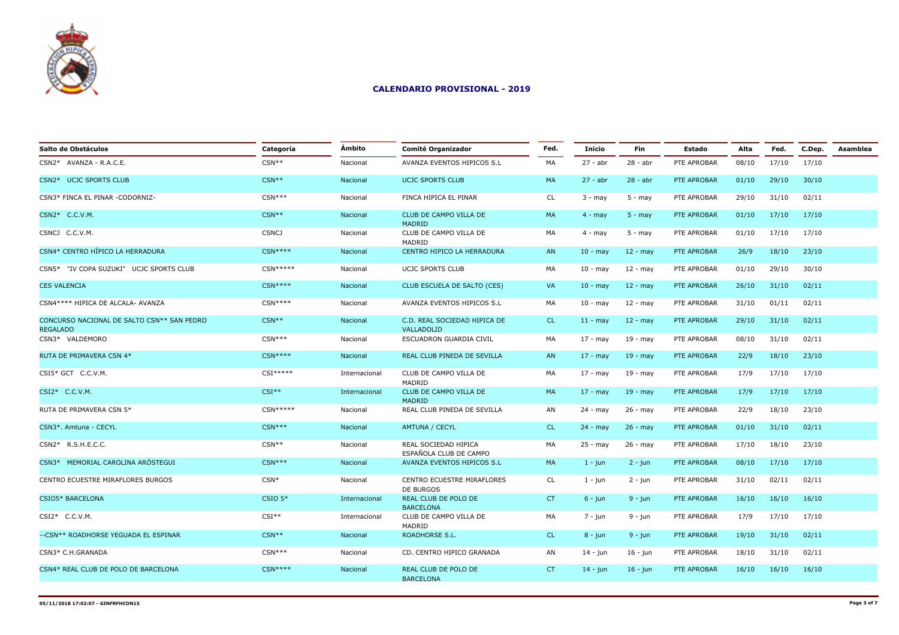# CALENDARIO PROVISIONAL - 2019

| Salto de Obstáculos | Categoría | Ámbito | Comité Organizador | Fed. | Inicio | Fin | Estado | Alta | Fed. | C.Dep. | Asamblea |
|---|---|---|---|---|---|---|---|---|---|---|---|
| CSN2* AVANZA - R.A.C.E. | CSN** | Nacional | AVANZA EVENTOS HIPICOS S.L | MA | 27 - abr | 28 - abr | PTE APROBAR | 08/10 | 17/10 | 17/10 | |
| CSN2* UCJC SPORTS CLUB | CSN** | Nacional | UCJC SPORTS CLUB | MA | 27 - abr | 28 - abr | PTE APROBAR | 01/10 | 29/10 | 30/10 | |
| CSN3* FINCA EL PINAR -CODORNIZ- | CSN*** | Nacional | FINCA HIPICA EL PINAR | CL | 3 - may | 5 - may | PTE APROBAR | 29/10 | 31/10 | 02/11 | |
| CSN2* C.C.V.M. | CSN** | Nacional | CLUB DE CAMPO VILLA DE MADRID | MA | 4 - may | 5 - may | PTE APROBAR | 01/10 | 17/10 | 17/10 | |
| CSNCJ C.C.V.M. | CSNCJ | Nacional | CLUB DE CAMPO VILLA DE MADRID | MA | 4 - may | 5 - may | PTE APROBAR | 01/10 | 17/10 | 17/10 | |
| CSN4* CENTRO HÍPICO LA HERRADURA | CSN**** | Nacional | CENTRO HIPICO LA HERRADURA | AN | 10 - may | 12 - may | PTE APROBAR | 26/9 | 18/10 | 23/10 | |
| CSN5* "IV COPA SUZUKI" UCJC SPORTS CLUB | CSN***** | Nacional | UCJC SPORTS CLUB | MA | 10 - may | 12 - may | PTE APROBAR | 01/10 | 29/10 | 30/10 | |
| CES VALENCIA | CSN**** | Nacional | CLUB ESCUELA DE SALTO (CES) | VA | 10 - may | 12 - may | PTE APROBAR | 26/10 | 31/10 | 02/11 | |
| CSN4**** HIPICA DE ALCALA- AVANZA | CSN**** | Nacional | AVANZA EVENTOS HIPICOS S.L | MA | 10 - may | 12 - may | PTE APROBAR | 31/10 | 01/11 | 02/11 | |
| CONCURSO NACIONAL DE SALTO CSN** SAN PEDRO REGALADO | CSN** | Nacional | C.D. REAL SOCIEDAD HIPICA DE VALLADOLID | CL | 11 - may | 12 - may | PTE APROBAR | 29/10 | 31/10 | 02/11 | |
| CSN3* VALDEMORO | CSN*** | Nacional | ESCUADRON GUARDIA CIVIL | MA | 17 - may | 19 - may | PTE APROBAR | 08/10 | 31/10 | 02/11 | |
| RUTA DE PRIMAVERA CSN 4* | CSN**** | Nacional | REAL CLUB PINEDA DE SEVILLA | AN | 17 - may | 19 - may | PTE APROBAR | 22/9 | 18/10 | 23/10 | |
| CSI5* GCT C.C.V.M. | CSI***** | Internacional | CLUB DE CAMPO VILLA DE MADRID | MA | 17 - may | 19 - may | PTE APROBAR | 17/9 | 17/10 | 17/10 | |
| CSI2* C.C.V.M. | CSI** | Internacional | CLUB DE CAMPO VILLA DE MADRID | MA | 17 - may | 19 - may | PTE APROBAR | 17/9 | 17/10 | 17/10 | |
| RUTA DE PRIMAVERA CSN 5* | CSN***** | Nacional | REAL CLUB PINEDA DE SEVILLA | AN | 24 - may | 26 - may | PTE APROBAR | 22/9 | 18/10 | 23/10 | |
| CSN3*. Amtuna - CECYL | CSN*** | Nacional | AMTUNA / CECYL | CL | 24 - may | 26 - may | PTE APROBAR | 01/10 | 31/10 | 02/11 | |
| CSN2* R.S.H.E.C.C. | CSN** | Nacional | REAL SOCIEDAD HIPICA ESPAÑOLA CLUB DE CAMPO | MA | 25 - may | 26 - may | PTE APROBAR | 17/10 | 18/10 | 23/10 | |
| CSN3* MEMORIAL CAROLINA ARÓSTEGUI | CSN*** | Nacional | AVANZA EVENTOS HIPICOS S.L | MA | 1 - jun | 2 - jun | PTE APROBAR | 08/10 | 17/10 | 17/10 | |
| CENTRO ECUESTRE MIRAFLORES BURGOS | CSN* | Nacional | CENTRO ECUESTRE MIRAFLORES DE BURGOS | CL | 1 - jun | 2 - jun | PTE APROBAR | 31/10 | 02/11 | 02/11 | |
| CSIO5* BARCELONA | CSIO 5* | Internacional | REAL CLUB DE POLO DE BARCELONA | CT | 6 - jun | 9 - jun | PTE APROBAR | 16/10 | 16/10 | 16/10 | |
| CSI2* C.C.V.M. | CSI** | Internacional | CLUB DE CAMPO VILLA DE MADRID | MA | 7 - jun | 9 - jun | PTE APROBAR | 17/9 | 17/10 | 17/10 | |
| --CSN** ROADHORSE YEGUADA EL ESPINAR | CSN** | Nacional | ROADHORSE S.L. | CL | 8 - jun | 9 - jun | PTE APROBAR | 19/10 | 31/10 | 02/11 | |
| CSN3* C.H.GRANADA | CSN*** | Nacional | CD. CENTRO HIPICO GRANADA | AN | 14 - jun | 16 - jun | PTE APROBAR | 18/10 | 31/10 | 02/11 | |
| CSN4* REAL CLUB DE POLO DE BARCELONA | CSN**** | Nacional | REAL CLUB DE POLO DE BARCELONA | CT | 14 - jun | 16 - jun | PTE APROBAR | 16/10 | 16/10 | 16/10 | |

**05/11/2018 17:02:07 - GINFRFHCON15**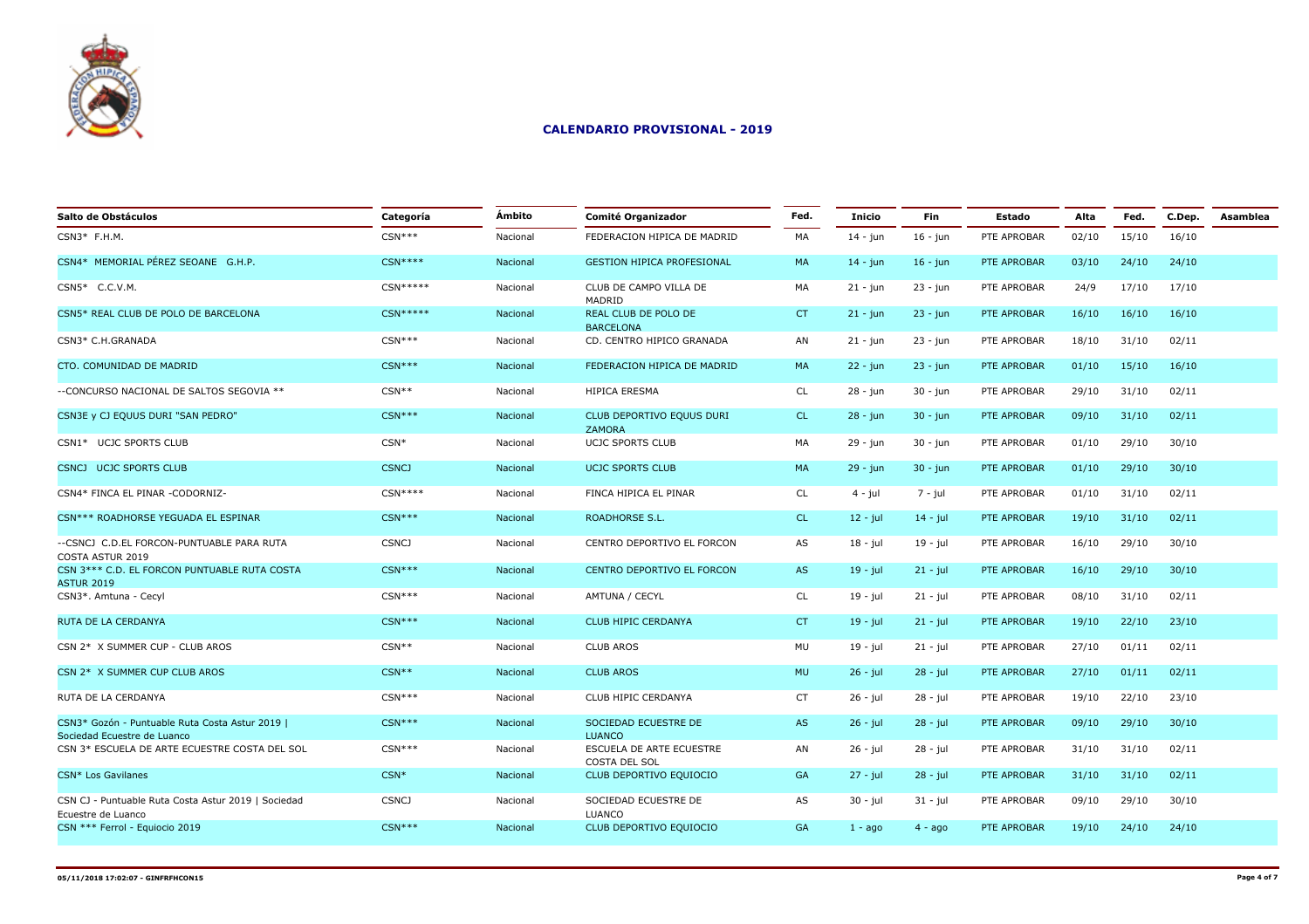## CALENDARIO PROVISIONAL - 2019

| Salto de Obstáculos | Categoría | Ámbito | Comité Organizador | Fed. | Inicio | Fin | Estado | Alta | Fed. | C.Dep. | Asamblea |
|---|---|---|---|---|---|---|---|---|---|---|---|
| CSN3* F.H.M. | CSN*** | Nacional | FEDERACION HIPICA DE MADRID | MA | 14 - jun | 16 - jun | PTE APROBAR | 02/10 | 15/10 | 16/10 | |
| CSN4* MEMORIAL PÉREZ SEOANE G.H.P. | CSN**** | Nacional | GESTION HIPICA PROFESIONAL | MA | 14 - jun | 16 - jun | PTE APROBAR | 03/10 | 24/10 | 24/10 | |
| CSN5* C.C.V.M. | CSN***** | Nacional | CLUB DE CAMPO VILLA DE MADRID | MA | 21 - jun | 23 - jun | PTE APROBAR | 24/9 | 17/10 | 17/10 | |
| CSN5* REAL CLUB DE POLO DE BARCELONA | CSN***** | Nacional | REAL CLUB DE POLO DE BARCELONA | CT | 21 - jun | 23 - jun | PTE APROBAR | 16/10 | 16/10 | 16/10 | |
| CSN3* C.H.GRANADA | CSN*** | Nacional | CD. CENTRO HIPICO GRANADA | AN | 21 - jun | 23 - jun | PTE APROBAR | 18/10 | 31/10 | 02/11 | |
| CTO. COMUNIDAD DE MADRID | CSN*** | Nacional | FEDERACION HIPICA DE MADRID | MA | 22 - jun | 23 - jun | PTE APROBAR | 01/10 | 15/10 | 16/10 | |
| --CONCURSO NACIONAL DE SALTOS SEGOVIA ** | CSN** | Nacional | HIPICA ERESMA | CL | 28 - jun | 30 - jun | PTE APROBAR | 29/10 | 31/10 | 02/11 | |
| CSN3E y CJ EQUUS DURI "SAN PEDRO" | CSN*** | Nacional | CLUB DEPORTIVO EQUUS DURI ZAMORA | CL | 28 - jun | 30 - jun | PTE APROBAR | 09/10 | 31/10 | 02/11 | |
| CSN1* UCJC SPORTS CLUB | CSN* | Nacional | UCJC SPORTS CLUB | MA | 29 - jun | 30 - jun | PTE APROBAR | 01/10 | 29/10 | 30/10 | |
| CSNCJ UCJC SPORTS CLUB | CSNCJ | Nacional | UCJC SPORTS CLUB | MA | 29 - jun | 30 - jun | PTE APROBAR | 01/10 | 29/10 | 30/10 | |
| CSN4* FINCA EL PINAR -CODORNIZ- | CSN**** | Nacional | FINCA HIPICA EL PINAR | CL | 4 - jul | 7 - jul | PTE APROBAR | 01/10 | 31/10 | 02/11 | |
| CSN*** ROADHORSE YEGUADA EL ESPINAR | CSN*** | Nacional | ROADHORSE S.L. | CL | 12 - jul | 14 - jul | PTE APROBAR | 19/10 | 31/10 | 02/11 | |
| --CSNCJ C.D.EL FORCON-PUNTUABLE PARA RUTA COSTA ASTUR 2019 | CSNCJ | Nacional | CENTRO DEPORTIVO EL FORCON | AS | 18 - jul | 19 - jul | PTE APROBAR | 16/10 | 29/10 | 30/10 | |
| CSN 3*** C.D. EL FORCON PUNTUABLE RUTA COSTA ASTUR 2019 | CSN*** | Nacional | CENTRO DEPORTIVO EL FORCON | AS | 19 - jul | 21 - jul | PTE APROBAR | 16/10 | 29/10 | 30/10 | |
| CSN3*. Amtuna - Cecyl | CSN*** | Nacional | AMTUNA / CECYL | CL | 19 - jul | 21 - jul | PTE APROBAR | 08/10 | 31/10 | 02/11 | |
| RUTA DE LA CERDANYA | CSN*** | Nacional | CLUB HIPIC CERDANYA | CT | 19 - jul | 21 - jul | PTE APROBAR | 19/10 | 22/10 | 23/10 | |
| CSN 2* X SUMMER CUP - CLUB AROS | CSN** | Nacional | CLUB AROS | MU | 19 - jul | 21 - jul | PTE APROBAR | 27/10 | 01/11 | 02/11 | |
| CSN 2* X SUMMER CUP CLUB AROS | CSN** | Nacional | CLUB AROS | MU | 26 - jul | 28 - jul | PTE APROBAR | 27/10 | 01/11 | 02/11 | |
| RUTA DE LA CERDANYA | CSN*** | Nacional | CLUB HIPIC CERDANYA | CT | 26 - jul | 28 - jul | PTE APROBAR | 19/10 | 22/10 | 23/10 | |
| CSN3* Gozón - Puntuable Ruta Costa Astur 2019 \| Sociedad Ecuestre de Luanco | CSN*** | Nacional | SOCIEDAD ECUESTRE DE LUANCO | AS | 26 - jul | 28 - jul | PTE APROBAR | 09/10 | 29/10 | 30/10 | |
| CSN 3* ESCUELA DE ARTE ECUESTRE COSTA DEL SOL | CSN*** | Nacional | ESCUELA DE ARTE ECUESTRE COSTA DEL SOL | AN | 26 - jul | 28 - jul | PTE APROBAR | 31/10 | 31/10 | 02/11 | |
| CSN* Los Gavilanes | CSN* | Nacional | CLUB DEPORTIVO EQUIOCIO | GA | 27 - jul | 28 - jul | PTE APROBAR | 31/10 | 31/10 | 02/11 | |
| CSN CJ - Puntuable Ruta Costa Astur 2019 \| Sociedad Ecuestre de Luanco | CSNCJ | Nacional | SOCIEDAD ECUESTRE DE LUANCO | AS | 30 - jul | 31 - jul | PTE APROBAR | 09/10 | 29/10 | 30/10 | |
| CSN *** Ferrol - Equiocio 2019 | CSN*** | Nacional | CLUB DEPORTIVO EQUIOCIO | GA | 1 - ago | 4 - ago | PTE APROBAR | 19/10 | 24/10 | 24/10 | |

05/11/2018 17:02:07 - GINFRFHCON15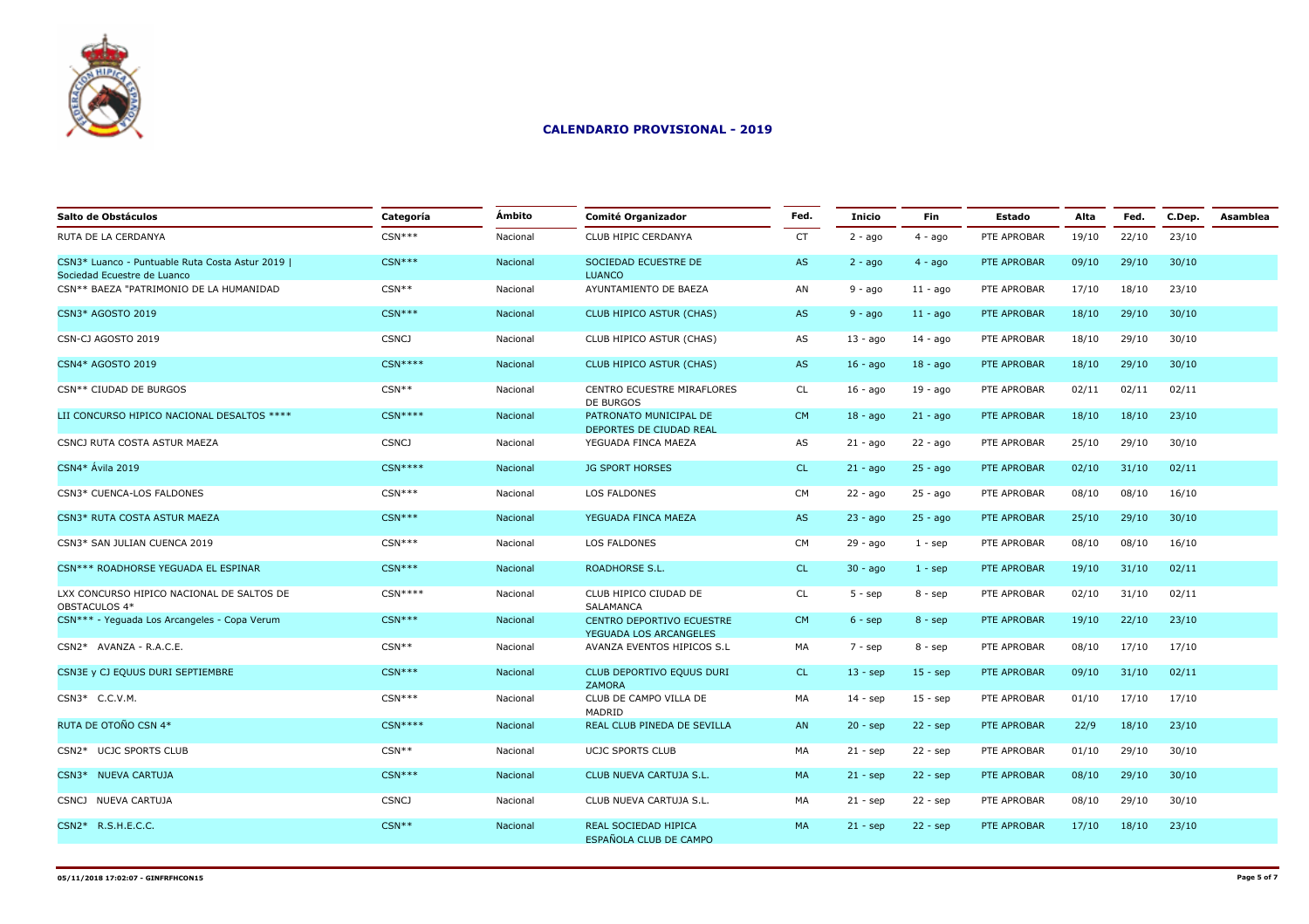## CALENDARIO PROVISIONAL - 2019

| Salto de Obstáculos | Categoría | Ámbito | Comité Organizador | Fed. | Inicio | Fin | Estado | Alta | Fed. | C.Dep. | Asamblea |
|---|---|---|---|---|---|---|---|---|---|---|---|
| RUTA DE LA CERDANYA | CSN*** | Nacional | CLUB HIPIC CERDANYA | CT | 2 - ago | 4 - ago | PTE APROBAR | 19/10 | 22/10 | 23/10 | |
| CSN3* Luanco - Puntuable Ruta Costa Astur 2019 \| Sociedad Ecuestre de Luanco | CSN*** | Nacional | SOCIEDAD ECUESTRE DE LUANCO | AS | 2 - ago | 4 - ago | PTE APROBAR | 09/10 | 29/10 | 30/10 | |
| CSN** BAEZA "PATRIMONIO DE LA HUMANIDAD | CSN** | Nacional | AYUNTAMIENTO DE BAEZA | AN | 9 - ago | 11 - ago | PTE APROBAR | 17/10 | 18/10 | 23/10 | |
| CSN3* AGOSTO 2019 | CSN*** | Nacional | CLUB HIPICO ASTUR (CHAS) | AS | 9 - ago | 11 - ago | PTE APROBAR | 18/10 | 29/10 | 30/10 | |
| CSN-CJ AGOSTO 2019 | CSNCJ | Nacional | CLUB HIPICO ASTUR (CHAS) | AS | 13 - ago | 14 - ago | PTE APROBAR | 18/10 | 29/10 | 30/10 | |
| CSN4* AGOSTO 2019 | CSN**** | Nacional | CLUB HIPICO ASTUR (CHAS) | AS | 16 - ago | 18 - ago | PTE APROBAR | 18/10 | 29/10 | 30/10 | |
| CSN** CIUDAD DE BURGOS | CSN** | Nacional | CENTRO ECUESTRE MIRAFLORES DE BURGOS | CL | 16 - ago | 19 - ago | PTE APROBAR | 02/11 | 02/11 | 02/11 | |
| LII CONCURSO HIPICO NACIONAL DESALTOS **** | CSN**** | Nacional | PATRONATO MUNICIPAL DE DEPORTES DE CIUDAD REAL | CM | 18 - ago | 21 - ago | PTE APROBAR | 18/10 | 18/10 | 23/10 | |
| CSNCJ RUTA COSTA ASTUR MAEZA | CSNCJ | Nacional | YEGUADA FINCA MAEZA | AS | 21 - ago | 22 - ago | PTE APROBAR | 25/10 | 29/10 | 30/10 | |
| CSN4* Ávila 2019 | CSN**** | Nacional | JG SPORT HORSES | CL | 21 - ago | 25 - ago | PTE APROBAR | 02/10 | 31/10 | 02/11 | |
| CSN3* CUENCA-LOS FALDONES | CSN*** | Nacional | LOS FALDONES | CM | 22 - ago | 25 - ago | PTE APROBAR | 08/10 | 08/10 | 16/10 | |
| CSN3* RUTA COSTA ASTUR MAEZA | CSN*** | Nacional | YEGUADA FINCA MAEZA | AS | 23 - ago | 25 - ago | PTE APROBAR | 25/10 | 29/10 | 30/10 | |
| CSN3* SAN JULIAN CUENCA 2019 | CSN*** | Nacional | LOS FALDONES | CM | 29 - ago | 1 - sep | PTE APROBAR | 08/10 | 08/10 | 16/10 | |
| CSN*** ROADHORSE YEGUADA EL ESPINAR | CSN*** | Nacional | ROADHORSE S.L. | CL | 30 - ago | 1 - sep | PTE APROBAR | 19/10 | 31/10 | 02/11 | |
| LXX CONCURSO HIPICO NACIONAL DE SALTOS DE OBSTACULOS 4* | CSN**** | Nacional | CLUB HIPICO CIUDAD DE SALAMANCA | CL | 5 - sep | 8 - sep | PTE APROBAR | 02/10 | 31/10 | 02/11 | |
| CSN*** - Yeguada Los Arcangeles - Copa Verum | CSN*** | Nacional | CENTRO DEPORTIVO ECUESTRE YEGUADA LOS ARCANGELES | CM | 6 - sep | 8 - sep | PTE APROBAR | 19/10 | 22/10 | 23/10 | |
| CSN2* AVANZA - R.A.C.E. | CSN** | Nacional | AVANZA EVENTOS HIPICOS S.L | MA | 7 - sep | 8 - sep | PTE APROBAR | 08/10 | 17/10 | 17/10 | |
| CSN3E y CJ EQUUS DURI SEPTIEMBRE | CSN*** | Nacional | CLUB DEPORTIVO EQUUS DURI ZAMORA | CL | 13 - sep | 15 - sep | PTE APROBAR | 09/10 | 31/10 | 02/11 | |
| CSN3* C.C.V.M. | CSN*** | Nacional | CLUB DE CAMPO VILLA DE MADRID | MA | 14 - sep | 15 - sep | PTE APROBAR | 01/10 | 17/10 | 17/10 | |
| RUTA DE OTOÑO CSN 4* | CSN**** | Nacional | REAL CLUB PINEDA DE SEVILLA | AN | 20 - sep | 22 - sep | PTE APROBAR | 22/9 | 18/10 | 23/10 | |
| CSN2* UCJC SPORTS CLUB | CSN** | Nacional | UCJC SPORTS CLUB | MA | 21 - sep | 22 - sep | PTE APROBAR | 01/10 | 29/10 | 30/10 | |
| CSN3* NUEVA CARTUJA | CSN*** | Nacional | CLUB NUEVA CARTUJA S.L. | MA | 21 - sep | 22 - sep | PTE APROBAR | 08/10 | 29/10 | 30/10 | |
| CSNCJ NUEVA CARTUJA | CSNCJ | Nacional | CLUB NUEVA CARTUJA S.L. | MA | 21 - sep | 22 - sep | PTE APROBAR | 08/10 | 29/10 | 30/10 | |
| CSN2* R.S.H.E.C.C. | CSN** | Nacional | REAL SOCIEDAD HIPICA ESPAÑOLA CLUB DE CAMPO | MA | 21 - sep | 22 - sep | PTE APROBAR | 17/10 | 18/10 | 23/10 | |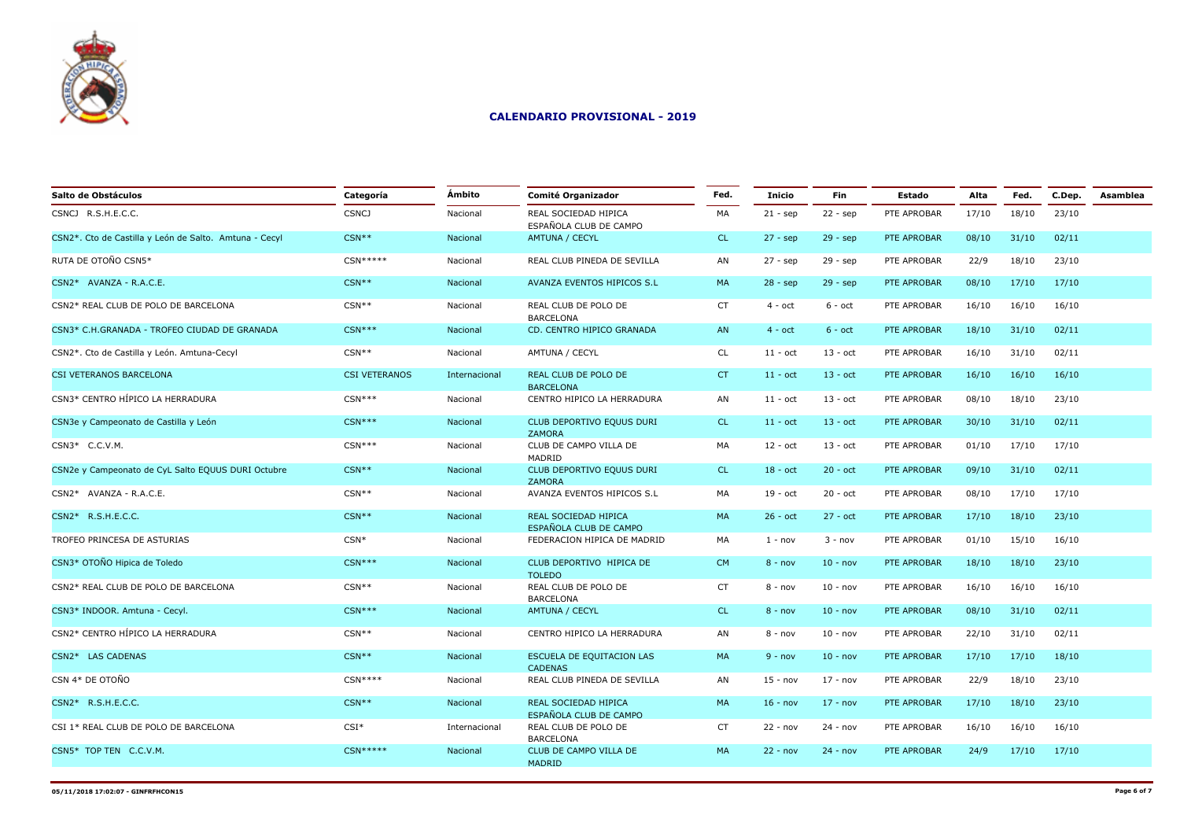# CALENDARIO PROVISIONAL - 2019

| Salto de Obstáculos | Categoría | Ámbito | Comité Organizador | Fed. | Inicio | Fin | Estado | Alta | Fed. | C.Dep. | Asamblea |
|---|---|---|---|---|---|---|---|---|---|---|---|
| CSNCJ R.S.H.E.C.C. | CSNCJ | Nacional | REAL SOCIEDAD HIPICA ESPAÑOLA CLUB DE CAMPO | MA | 21 - sep | 22 - sep | PTE APROBAR | 17/10 | 18/10 | 23/10 | |
| CSN2*. Cto de Castilla y León de Salto. Amtuna - Cecyl | CSN** | Nacional | AMTUNA / CECYL | CL | 27 - sep | 29 - sep | PTE APROBAR | 08/10 | 31/10 | 02/11 | |
| RUTA DE OTOÑO CSN5* | CSN***** | Nacional | REAL CLUB PINEDA DE SEVILLA | AN | 27 - sep | 29 - sep | PTE APROBAR | 22/9 | 18/10 | 23/10 | |
| CSN2* AVANZA - R.A.C.E. | CSN** | Nacional | AVANZA EVENTOS HIPICOS S.L | MA | 28 - sep | 29 - sep | PTE APROBAR | 08/10 | 17/10 | 17/10 | |
| CSN2* REAL CLUB DE POLO DE BARCELONA | CSN** | Nacional | REAL CLUB DE POLO DE BARCELONA | CT | 4 - oct | 6 - oct | PTE APROBAR | 16/10 | 16/10 | 16/10 | |
| CSN3* C.H.GRANADA - TROFEO CIUDAD DE GRANADA | CSN*** | Nacional | CD. CENTRO HIPICO GRANADA | AN | 4 - oct | 6 - oct | PTE APROBAR | 18/10 | 31/10 | 02/11 | |
| CSN2*. Cto de Castilla y León. Amtuna-Cecyl | CSN** | Nacional | AMTUNA / CECYL | CL | 11 - oct | 13 - oct | PTE APROBAR | 16/10 | 31/10 | 02/11 | |
| CSI VETERANOS BARCELONA | CSI VETERANOS | Internacional | REAL CLUB DE POLO DE BARCELONA | CT | 11 - oct | 13 - oct | PTE APROBAR | 16/10 | 16/10 | 16/10 | |
| CSN3* CENTRO HÍPICO LA HERRADURA | CSN*** | Nacional | CENTRO HIPICO LA HERRADURA | AN | 11 - oct | 13 - oct | PTE APROBAR | 08/10 | 18/10 | 23/10 | |
| CSN3e y Campeonato de Castilla y León | CSN*** | Nacional | CLUB DEPORTIVO EQUUS DURI ZAMORA | CL | 11 - oct | 13 - oct | PTE APROBAR | 30/10 | 31/10 | 02/11 | |
| CSN3* C.C.V.M. | CSN*** | Nacional | CLUB DE CAMPO VILLA DE MADRID | MA | 12 - oct | 13 - oct | PTE APROBAR | 01/10 | 17/10 | 17/10 | |
| CSN2e y Campeonato de CyL Salto EQUUS DURI Octubre | CSN** | Nacional | CLUB DEPORTIVO EQUUS DURI ZAMORA | CL | 18 - oct | 20 - oct | PTE APROBAR | 09/10 | 31/10 | 02/11 | |
| CSN2* AVANZA - R.A.C.E. | CSN** | Nacional | AVANZA EVENTOS HIPICOS S.L | MA | 19 - oct | 20 - oct | PTE APROBAR | 08/10 | 17/10 | 17/10 | |
| CSN2* R.S.H.E.C.C. | CSN** | Nacional | REAL SOCIEDAD HIPICA ESPAÑOLA CLUB DE CAMPO | MA | 26 - oct | 27 - oct | PTE APROBAR | 17/10 | 18/10 | 23/10 | |
| TROFEO PRINCESA DE ASTURIAS | CSN* | Nacional | FEDERACION HIPICA DE MADRID | MA | 1 - nov | 3 - nov | PTE APROBAR | 01/10 | 15/10 | 16/10 | |
| CSN3* OTOÑO Hipica de Toledo | CSN*** | Nacional | CLUB DEPORTIVO HIPICA DE TOLEDO | CM | 8 - nov | 10 - nov | PTE APROBAR | 18/10 | 18/10 | 23/10 | |
| CSN2* REAL CLUB DE POLO DE BARCELONA | CSN** | Nacional | REAL CLUB DE POLO DE BARCELONA | CT | 8 - nov | 10 - nov | PTE APROBAR | 16/10 | 16/10 | 16/10 | |
| CSN3* INDOOR. Amtuna - Cecyl. | CSN*** | Nacional | AMTUNA / CECYL | CL | 8 - nov | 10 - nov | PTE APROBAR | 08/10 | 31/10 | 02/11 | |
| CSN2* CENTRO HÍPICO LA HERRADURA | CSN** | Nacional | CENTRO HIPICO LA HERRADURA | AN | 8 - nov | 10 - nov | PTE APROBAR | 22/10 | 31/10 | 02/11 | |
| CSN2* LAS CADENAS | CSN** | Nacional | ESCUELA DE EQUITACION LAS CADENAS | MA | 9 - nov | 10 - nov | PTE APROBAR | 17/10 | 17/10 | 18/10 | |
| CSN 4* DE OTOÑO | CSN**** | Nacional | REAL CLUB PINEDA DE SEVILLA | AN | 15 - nov | 17 - nov | PTE APROBAR | 22/9 | 18/10 | 23/10 | |
| CSN2* R.S.H.E.C.C. | CSN** | Nacional | REAL SOCIEDAD HIPICA ESPAÑOLA CLUB DE CAMPO | MA | 16 - nov | 17 - nov | PTE APROBAR | 17/10 | 18/10 | 23/10 | |
| CSI 1* REAL CLUB DE POLO DE BARCELONA | CSI* | Internacional | REAL CLUB DE POLO DE BARCELONA | CT | 22 - nov | 24 - nov | PTE APROBAR | 16/10 | 16/10 | 16/10 | |
| CSN5* TOP TEN C.C.V.M. | CSN***** | Nacional | CLUB DE CAMPO VILLA DE MADRID | MA | 22 - nov | 24 - nov | PTE APROBAR | 24/9 | 17/10 | 17/10 | |

05/11/2018 17:02:07 - GINFRFHCON15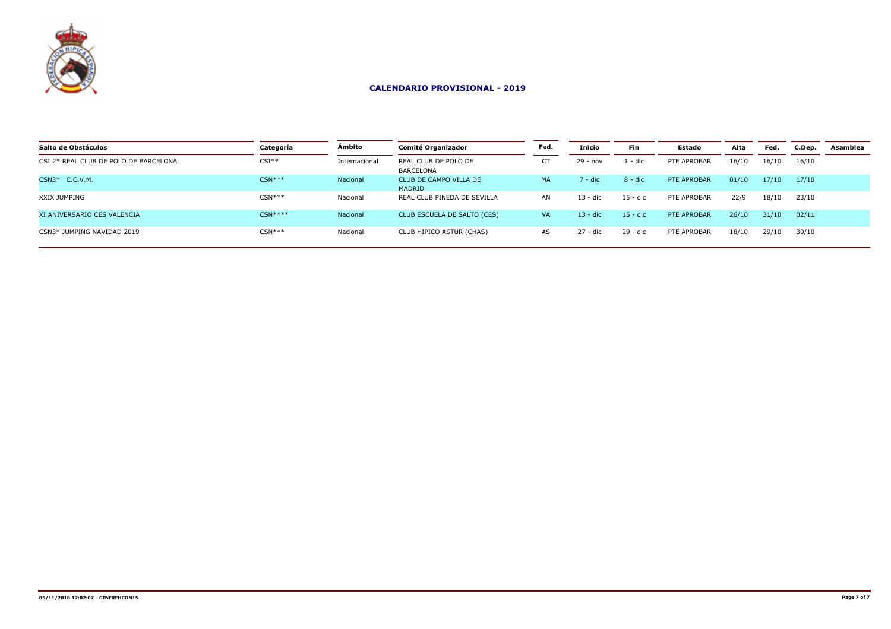## CALENDARIO PROVISIONAL - 2019

| Salto de Obstáculos | Categoría | Ámbito | Comité Organizador | Fed. | Inicio | Fin | Estado | Alta | Fed. | C.Dep. | Asamblea |
|---|---|---|---|---|---|---|---|---|---|---|---|
| CSI 2* REAL CLUB DE POLO DE BARCELONA | CSI** | Internacional | REAL CLUB DE POLO DE BARCELONA | CT | 29 - nov | 1 - dic | PTE APROBAR | 16/10 | 16/10 | 16/10 | |
| CSN3* C.C.V.M. | CSN*** | Nacional | CLUB DE CAMPO VILLA DE MADRID | MA | 7 - dic | 8 - dic | PTE APROBAR | 01/10 | 17/10 | 17/10 | |
| XXIX JUMPING | CSN*** | Nacional | REAL CLUB PINEDA DE SEVILLA | AN | 13 - dic | 15 - dic | PTE APROBAR | 22/9 | 18/10 | 23/10 | |
| XI ANIVERSARIO CES VALENCIA | CSN**** | Nacional | CLUB ESCUELA DE SALTO (CES) | VA | 13 - dic | 15 - dic | PTE APROBAR | 26/10 | 31/10 | 02/11 | |
| CSN3* JUMPING NAVIDAD 2019 | CSN*** | Nacional | CLUB HIPICO ASTUR (CHAS) | AS | 27 - dic | 29 - dic | PTE APROBAR | 18/10 | 29/10 | 30/10 | |

05/11/2018 17:02:07 - GINFRFHCON15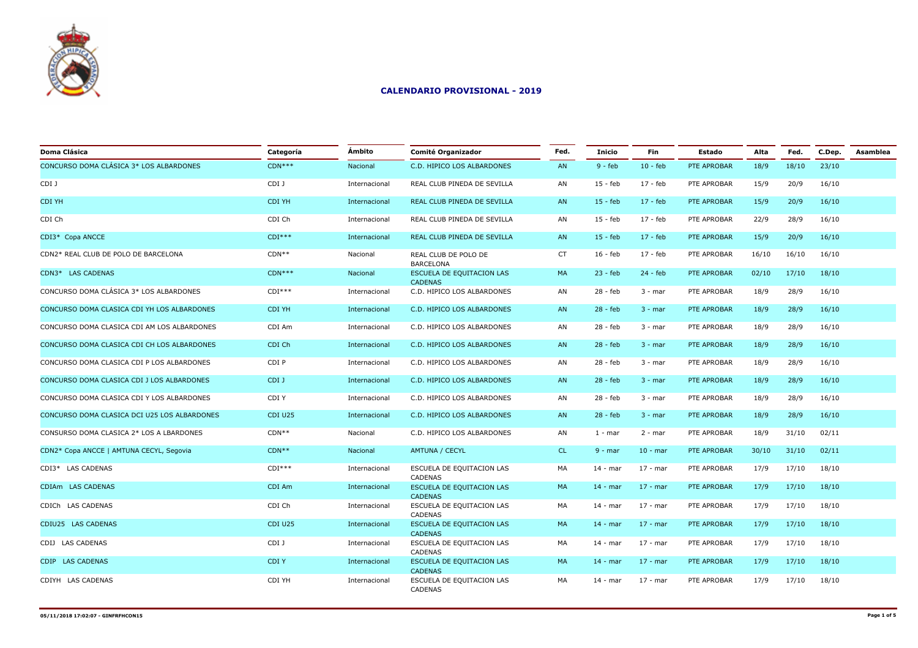# CALENDARIO PROVISIONAL - 2019

| Doma Clásica | Categoría | Ámbito | Comité Organizador | Fed. | Inicio | Fin | Estado | Alta | Fed. | C.Dep. | Asamblea |
|---|---|---|---|---|---|---|---|---|---|---|---|
| CONCURSO DOMA CLÁSICA 3* LOS ALBARDONES | CDN*** | Nacional | C.D. HIPICO LOS ALBARDONES | AN | 9 - feb | 10 - feb | PTE APROBAR | 18/9 | 18/10 | 23/10 | |
| CDI J | CDI J | Internacional | REAL CLUB PINEDA DE SEVILLA | AN | 15 - feb | 17 - feb | PTE APROBAR | 15/9 | 20/9 | 16/10 | |
| CDI YH | CDI YH | Internacional | REAL CLUB PINEDA DE SEVILLA | AN | 15 - feb | 17 - feb | PTE APROBAR | 15/9 | 20/9 | 16/10 | |
| CDI Ch | CDI Ch | Internacional | REAL CLUB PINEDA DE SEVILLA | AN | 15 - feb | 17 - feb | PTE APROBAR | 22/9 | 28/9 | 16/10 | |
| CDI3* Copa ANCCE | CDI*** | Internacional | REAL CLUB PINEDA DE SEVILLA | AN | 15 - feb | 17 - feb | PTE APROBAR | 15/9 | 20/9 | 16/10 | |
| CDN2* REAL CLUB DE POLO DE BARCELONA | CDN** | Nacional | REAL CLUB DE POLO DE BARCELONA | CT | 16 - feb | 17 - feb | PTE APROBAR | 16/10 | 16/10 | 16/10 | |
| CDN3* LAS CADENAS | CDN*** | Nacional | ESCUELA DE EQUITACION LAS CADENAS | MA | 23 - feb | 24 - feb | PTE APROBAR | 02/10 | 17/10 | 18/10 | |
| CONCURSO DOMA CLÁSICA 3* LOS ALBARDONES | CDI*** | Internacional | C.D. HIPICO LOS ALBARDONES | AN | 28 - feb | 3 - mar | PTE APROBAR | 18/9 | 28/9 | 16/10 | |
| CONCURSO DOMA CLASICA CDI YH LOS ALBARDONES | CDI YH | Internacional | C.D. HIPICO LOS ALBARDONES | AN | 28 - feb | 3 - mar | PTE APROBAR | 18/9 | 28/9 | 16/10 | |
| CONCURSO DOMA CLASICA CDI AM LOS ALBARDONES | CDI Am | Internacional | C.D. HIPICO LOS ALBARDONES | AN | 28 - feb | 3 - mar | PTE APROBAR | 18/9 | 28/9 | 16/10 | |
| CONCURSO DOMA CLASICA CDI CH LOS ALBARDONES | CDI Ch | Internacional | C.D. HIPICO LOS ALBARDONES | AN | 28 - feb | 3 - mar | PTE APROBAR | 18/9 | 28/9 | 16/10 | |
| CONCURSO DOMA CLASICA CDI P LOS ALBARDONES | CDI P | Internacional | C.D. HIPICO LOS ALBARDONES | AN | 28 - feb | 3 - mar | PTE APROBAR | 18/9 | 28/9 | 16/10 | |
| CONCURSO DOMA CLASICA CDI J LOS ALBARDONES | CDI J | Internacional | C.D. HIPICO LOS ALBARDONES | AN | 28 - feb | 3 - mar | PTE APROBAR | 18/9 | 28/9 | 16/10 | |
| CONCURSO DOMA CLASICA CDI Y LOS ALBARDONES | CDI Y | Internacional | C.D. HIPICO LOS ALBARDONES | AN | 28 - feb | 3 - mar | PTE APROBAR | 18/9 | 28/9 | 16/10 | |
| CONCURSO DOMA CLASICA DCI U25 LOS ALBARDONES | CDI U25 | Internacional | C.D. HIPICO LOS ALBARDONES | AN | 28 - feb | 3 - mar | PTE APROBAR | 18/9 | 28/9 | 16/10 | |
| CONSURSO DOMA CLASICA 2* LOS A LBARDONES | CDN** | Nacional | C.D. HIPICO LOS ALBARDONES | AN | 1 - mar | 2 - mar | PTE APROBAR | 18/9 | 31/10 | 02/11 | |
| CDN2* Copa ANCCE \| AMTUNA CECYL, Segovia | CDN** | Nacional | AMTUNA / CECYL | CL | 9 - mar | 10 - mar | PTE APROBAR | 30/10 | 31/10 | 02/11 | |
| CDI3* LAS CADENAS | CDI*** | Internacional | ESCUELA DE EQUITACION LAS CADENAS | MA | 14 - mar | 17 - mar | PTE APROBAR | 17/9 | 17/10 | 18/10 | |
| CDIAm LAS CADENAS | CDI Am | Internacional | ESCUELA DE EQUITACION LAS CADENAS | MA | 14 - mar | 17 - mar | PTE APROBAR | 17/9 | 17/10 | 18/10 | |
| CDICh LAS CADENAS | CDI Ch | Internacional | ESCUELA DE EQUITACION LAS CADENAS | MA | 14 - mar | 17 - mar | PTE APROBAR | 17/9 | 17/10 | 18/10 | |
| CDIU25 LAS CADENAS | CDI U25 | Internacional | ESCUELA DE EQUITACION LAS CADENAS | MA | 14 - mar | 17 - mar | PTE APROBAR | 17/9 | 17/10 | 18/10 | |
| CDIJ LAS CADENAS | CDI J | Internacional | ESCUELA DE EQUITACION LAS CADENAS | MA | 14 - mar | 17 - mar | PTE APROBAR | 17/9 | 17/10 | 18/10 | |
| CDIP LAS CADENAS | CDI Y | Internacional | ESCUELA DE EQUITACION LAS CADENAS | MA | 14 - mar | 17 - mar | PTE APROBAR | 17/9 | 17/10 | 18/10 | |
| CDIYH LAS CADENAS | CDI YH | Internacional | ESCUELA DE EQUITACION LAS CADENAS | MA | 14 - mar | 17 - mar | PTE APROBAR | 17/9 | 17/10 | 18/10 | |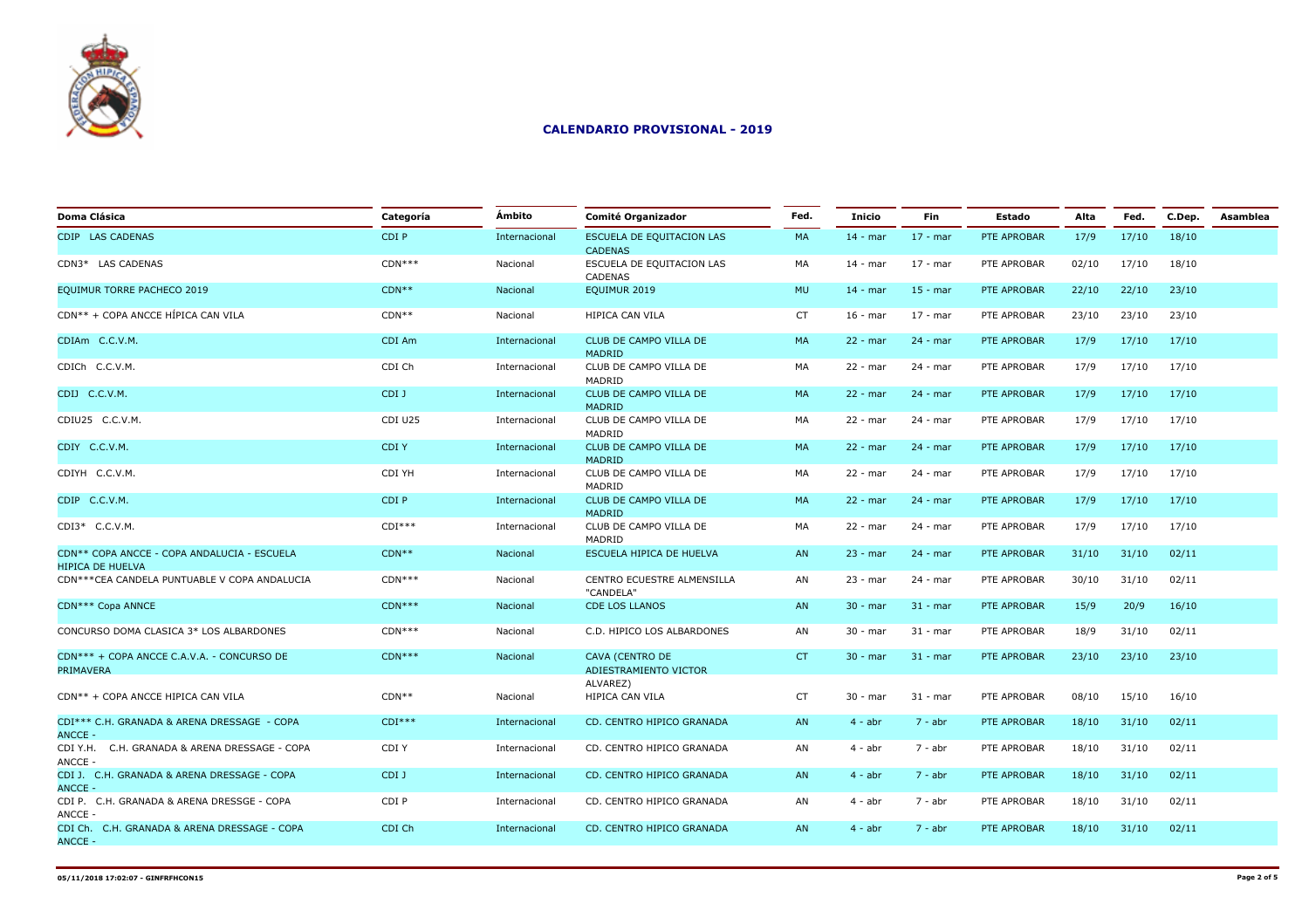## CALENDARIO PROVISIONAL - 2019

| Doma Clásica | Categoría | Ámbito | Comité Organizador | Fed. | Inicio | Fin | Estado | Alta | Fed. | C.Dep. | Asamblea |
|---|---|---|---|---|---|---|---|---|---|---|---|
| CDIP LAS CADENAS | CDI P | Internacional | ESCUELA DE EQUITACION LAS CADENAS | MA | 14 - mar | 17 - mar | PTE APROBAR | 17/9 | 17/10 | 18/10 | |
| CDN3* LAS CADENAS | CDN*** | Nacional | ESCUELA DE EQUITACION LAS CADENAS | MA | 14 - mar | 17 - mar | PTE APROBAR | 02/10 | 17/10 | 18/10 | |
| EQUIMUR TORRE PACHECO 2019 | CDN** | Nacional | EQUIMUR 2019 | MU | 14 - mar | 15 - mar | PTE APROBAR | 22/10 | 22/10 | 23/10 | |
| CDN** + COPA ANCCE HÍPICA CAN VILA | CDN** | Nacional | HIPICA CAN VILA | CT | 16 - mar | 17 - mar | PTE APROBAR | 23/10 | 23/10 | 23/10 | |
| CDIAm C.C.V.M. | CDI Am | Internacional | CLUB DE CAMPO VILLA DE MADRID | MA | 22 - mar | 24 - mar | PTE APROBAR | 17/9 | 17/10 | 17/10 | |
| CDICh C.C.V.M. | CDI Ch | Internacional | CLUB DE CAMPO VILLA DE MADRID | MA | 22 - mar | 24 - mar | PTE APROBAR | 17/9 | 17/10 | 17/10 | |
| CDIJ C.C.V.M. | CDI J | Internacional | CLUB DE CAMPO VILLA DE MADRID | MA | 22 - mar | 24 - mar | PTE APROBAR | 17/9 | 17/10 | 17/10 | |
| CDIU25 C.C.V.M. | CDI U25 | Internacional | CLUB DE CAMPO VILLA DE MADRID | MA | 22 - mar | 24 - mar | PTE APROBAR | 17/9 | 17/10 | 17/10 | |
| CDIY C.C.V.M. | CDI Y | Internacional | CLUB DE CAMPO VILLA DE MADRID | MA | 22 - mar | 24 - mar | PTE APROBAR | 17/9 | 17/10 | 17/10 | |
| CDIYH C.C.V.M. | CDI YH | Internacional | CLUB DE CAMPO VILLA DE MADRID | MA | 22 - mar | 24 - mar | PTE APROBAR | 17/9 | 17/10 | 17/10 | |
| CDIP C.C.V.M. | CDI P | Internacional | CLUB DE CAMPO VILLA DE MADRID | MA | 22 - mar | 24 - mar | PTE APROBAR | 17/9 | 17/10 | 17/10 | |
| CDI3* C.C.V.M. | CDI*** | Internacional | CLUB DE CAMPO VILLA DE MADRID | MA | 22 - mar | 24 - mar | PTE APROBAR | 17/9 | 17/10 | 17/10 | |
| CDN** COPA ANCCE - COPA ANDALUCIA - ESCUELA HIPICA DE HUELVA | CDN** | Nacional | ESCUELA HIPICA DE HUELVA | AN | 23 - mar | 24 - mar | PTE APROBAR | 31/10 | 31/10 | 02/11 | |
| CDN***CEA CANDELA PUNTUABLE V COPA ANDALUCIA | CDN*** | Nacional | CENTRO ECUESTRE ALMENSILLA "CANDELA" | AN | 23 - mar | 24 - mar | PTE APROBAR | 30/10 | 31/10 | 02/11 | |
| CDN*** Copa ANNCE | CDN*** | Nacional | CDE LOS LLANOS | AN | 30 - mar | 31 - mar | PTE APROBAR | 15/9 | 20/9 | 16/10 | |
| CONCURSO DOMA CLASICA 3* LOS ALBARDONES | CDN*** | Nacional | C.D. HIPICO LOS ALBARDONES | AN | 30 - mar | 31 - mar | PTE APROBAR | 18/9 | 31/10 | 02/11 | |
| CDN*** + COPA ANCCE C.A.V.A. - CONCURSO DE PRIMAVERA | CDN*** | Nacional | CAVA (CENTRO DE ADIESTRAMIENTO VICTOR ALVAREZ) | CT | 30 - mar | 31 - mar | PTE APROBAR | 23/10 | 23/10 | 23/10 | |
| CDN** + COPA ANCCE HIPICA CAN VILA | CDN** | Nacional | HIPICA CAN VILA | CT | 30 - mar | 31 - mar | PTE APROBAR | 08/10 | 15/10 | 16/10 | |
| CDI*** C.H. GRANADA & ARENA DRESSAGE - COPA ANCCE - | CDI*** | Internacional | CD. CENTRO HIPICO GRANADA | AN | 4 - abr | 7 - abr | PTE APROBAR | 18/10 | 31/10 | 02/11 | |
| CDI Y.H. C.H. GRANADA & ARENA DRESSAGE - COPA ANCCE - | CDI Y | Internacional | CD. CENTRO HIPICO GRANADA | AN | 4 - abr | 7 - abr | PTE APROBAR | 18/10 | 31/10 | 02/11 | |
| CDI J. C.H. GRANADA & ARENA DRESSAGE - COPA ANCCE - | CDI J | Internacional | CD. CENTRO HIPICO GRANADA | AN | 4 - abr | 7 - abr | PTE APROBAR | 18/10 | 31/10 | 02/11 | |
| CDI P. C.H. GRANADA & ARENA DRESSGE - COPA ANCCE - | CDI P | Internacional | CD. CENTRO HIPICO GRANADA | AN | 4 - abr | 7 - abr | PTE APROBAR | 18/10 | 31/10 | 02/11 | |
| CDI Ch. C.H. GRANADA & ARENA DRESSAGE - COPA ANCCE - | CDI Ch | Internacional | CD. CENTRO HIPICO GRANADA | AN | 4 - abr | 7 - abr | PTE APROBAR | 18/10 | 31/10 | 02/11 | |

05/11/2018 17:02:07 - GINFRFHCON15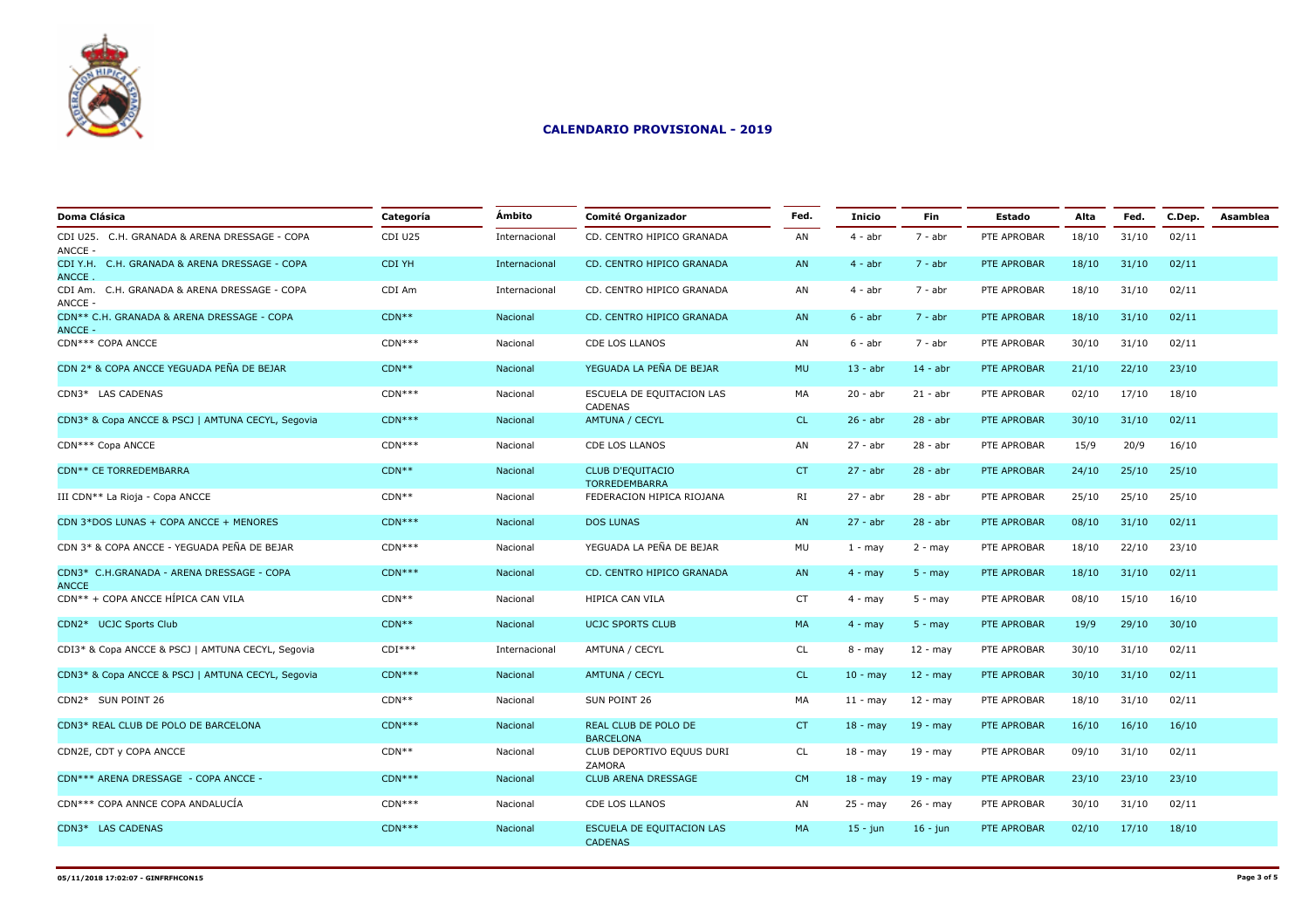# CALENDARIO PROVISIONAL - 2019

| Doma Clásica | Categoría | Ámbito | Comité Organizador | Fed. | Inicio | Fin | Estado | Alta | Fed. | C.Dep. | Asamblea |
|---|---|---|---|---|---|---|---|---|---|---|---|
| CDI U25. C.H. GRANADA & ARENA DRESSAGE - COPA ANCCE - | CDI U25 | Internacional | CD. CENTRO HIPICO GRANADA | AN | 4 - abr | 7 - abr | PTE APROBAR | 18/10 | 31/10 | 02/11 | |
| CDI Y.H. C.H. GRANADA & ARENA DRESSAGE - COPA ANCCE . | CDI YH | Internacional | CD. CENTRO HIPICO GRANADA | AN | 4 - abr | 7 - abr | PTE APROBAR | 18/10 | 31/10 | 02/11 | |
| CDI Am. C.H. GRANADA & ARENA DRESSAGE - COPA ANCCE - | CDI Am | Internacional | CD. CENTRO HIPICO GRANADA | AN | 4 - abr | 7 - abr | PTE APROBAR | 18/10 | 31/10 | 02/11 | |
| CDN** C.H. GRANADA & ARENA DRESSAGE - COPA ANCCE - | CDN** | Nacional | CD. CENTRO HIPICO GRANADA | AN | 6 - abr | 7 - abr | PTE APROBAR | 18/10 | 31/10 | 02/11 | |
| CDN*** COPA ANCCE | CDN*** | Nacional | CDE LOS LLANOS | AN | 6 - abr | 7 - abr | PTE APROBAR | 30/10 | 31/10 | 02/11 | |
| CDN 2* & COPA ANCCE YEGUADA PEÑA DE BEJAR | CDN** | Nacional | YEGUADA LA PEÑA DE BEJAR | MU | 13 - abr | 14 - abr | PTE APROBAR | 21/10 | 22/10 | 23/10 | |
| CDN3* LAS CADENAS | CDN*** | Nacional | ESCUELA DE EQUITACION LAS CADENAS | MA | 20 - abr | 21 - abr | PTE APROBAR | 02/10 | 17/10 | 18/10 | |
| CDN3* & Copa ANCCE & PSCJ \| AMTUNA CECYL, Segovia | CDN*** | Nacional | AMTUNA / CECYL | CL | 26 - abr | 28 - abr | PTE APROBAR | 30/10 | 31/10 | 02/11 | |
| CDN*** Copa ANCCE | CDN*** | Nacional | CDE LOS LLANOS | AN | 27 - abr | 28 - abr | PTE APROBAR | 15/9 | 20/9 | 16/10 | |
| CDN** CE TORREDEMBARRA | CDN** | Nacional | CLUB D'EQUITACIO TORREDEMBARRA | CT | 27 - abr | 28 - abr | PTE APROBAR | 24/10 | 25/10 | 25/10 | |
| III CDN** La Rioja - Copa ANCCE | CDN** | Nacional | FEDERACION HIPICA RIOJANA | RI | 27 - abr | 28 - abr | PTE APROBAR | 25/10 | 25/10 | 25/10 | |
| CDN 3*DOS LUNAS + COPA ANCCE + MENORES | CDN*** | Nacional | DOS LUNAS | AN | 27 - abr | 28 - abr | PTE APROBAR | 08/10 | 31/10 | 02/11 | |
| CDN 3* & COPA ANCCE - YEGUADA PEÑA DE BEJAR | CDN*** | Nacional | YEGUADA LA PEÑA DE BEJAR | MU | 1 - may | 2 - may | PTE APROBAR | 18/10 | 22/10 | 23/10 | |
| CDN3* C.H.GRANADA - ARENA DRESSAGE - COPA ANCCE | CDN*** | Nacional | CD. CENTRO HIPICO GRANADA | AN | 4 - may | 5 - may | PTE APROBAR | 18/10 | 31/10 | 02/11 | |
| CDN** + COPA ANCCE HÍPICA CAN VILA | CDN** | Nacional | HIPICA CAN VILA | CT | 4 - may | 5 - may | PTE APROBAR | 08/10 | 15/10 | 16/10 | |
| CDN2* UCJC Sports Club | CDN** | Nacional | UCJC SPORTS CLUB | MA | 4 - may | 5 - may | PTE APROBAR | 19/9 | 29/10 | 30/10 | |
| CDI3* & Copa ANCCE & PSCJ \| AMTUNA CECYL, Segovia | CDI*** | Internacional | AMTUNA / CECYL | CL | 8 - may | 12 - may | PTE APROBAR | 30/10 | 31/10 | 02/11 | |
| CDN3* & Copa ANCCE & PSCJ \| AMTUNA CECYL, Segovia | CDN*** | Nacional | AMTUNA / CECYL | CL | 10 - may | 12 - may | PTE APROBAR | 30/10 | 31/10 | 02/11 | |
| CDN2* SUN POINT 26 | CDN** | Nacional | SUN POINT 26 | MA | 11 - may | 12 - may | PTE APROBAR | 18/10 | 31/10 | 02/11 | |
| CDN3* REAL CLUB DE POLO DE BARCELONA | CDN*** | Nacional | REAL CLUB DE POLO DE BARCELONA | CT | 18 - may | 19 - may | PTE APROBAR | 16/10 | 16/10 | 16/10 | |
| CDN2E, CDT y COPA ANCCE | CDN** | Nacional | CLUB DEPORTIVO EQUUS DURI ZAMORA | CL | 18 - may | 19 - may | PTE APROBAR | 09/10 | 31/10 | 02/11 | |
| CDN*** ARENA DRESSAGE - COPA ANCCE - | CDN*** | Nacional | CLUB ARENA DRESSAGE | CM | 18 - may | 19 - may | PTE APROBAR | 23/10 | 23/10 | 23/10 | |
| CDN*** COPA ANNCE COPA ANDALUCÍA | CDN*** | Nacional | CDE LOS LLANOS | AN | 25 - may | 26 - may | PTE APROBAR | 30/10 | 31/10 | 02/11 | |
| CDN3* LAS CADENAS | CDN*** | Nacional | ESCUELA DE EQUITACION LAS CADENAS | MA | 15 - jun | 16 - jun | PTE APROBAR | 02/10 | 17/10 | 18/10 | |

05/11/2018 17:02:07 - GINFRFHCON15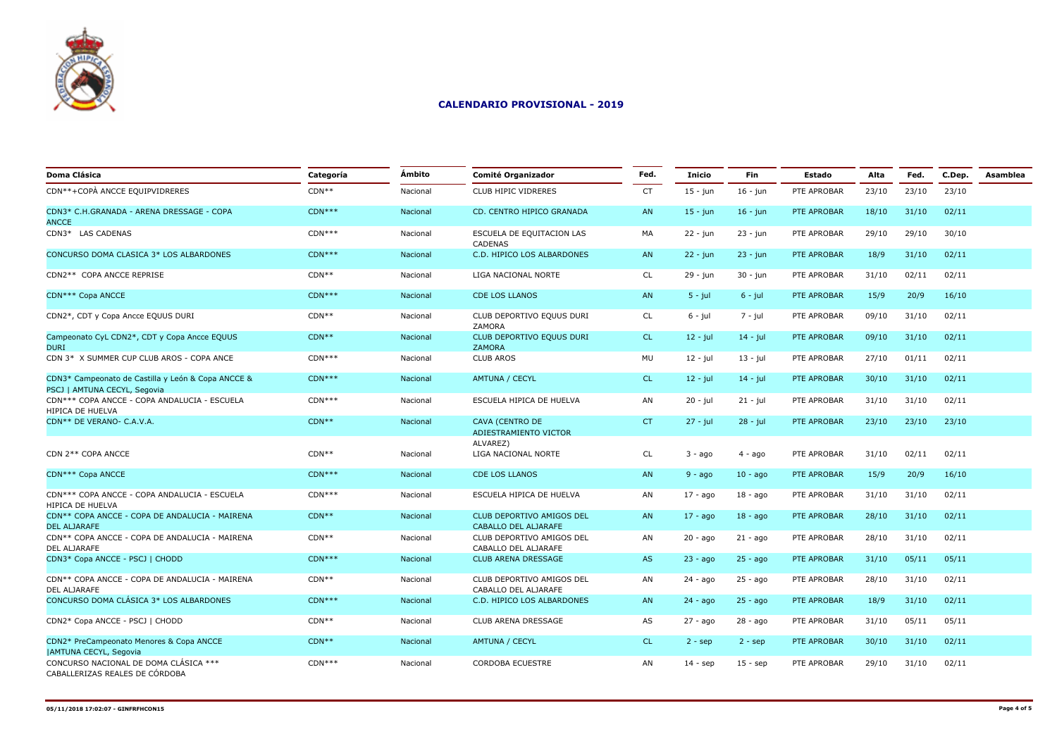## CALENDARIO PROVISIONAL - 2019

| Doma Clásica | Categoría | Ámbito | Comité Organizador | Fed. | Inicio | Fin | Estado | Alta | Fed. | C.Dep. | Asamblea |
|---|---|---|---|---|---|---|---|---|---|---|---|
| CDN**+COPÀ ANCCE EQUIPVIDRERES | CDN** | Nacional | CLUB HIPIC VIDRERES | CT | 15 - jun | 16 - jun | PTE APROBAR | 23/10 | 23/10 | 23/10 | |
| CDN3* C.H.GRANADA - ARENA DRESSAGE - COPA ANCCE | CDN*** | Nacional | CD. CENTRO HIPICO GRANADA | AN | 15 - jun | 16 - jun | PTE APROBAR | 18/10 | 31/10 | 02/11 | |
| CDN3* LAS CADENAS | CDN*** | Nacional | ESCUELA DE EQUITACION LAS CADENAS | MA | 22 - jun | 23 - jun | PTE APROBAR | 29/10 | 29/10 | 30/10 | |
| CONCURSO DOMA CLASICA 3* LOS ALBARDONES | CDN*** | Nacional | C.D. HIPICO LOS ALBARDONES | AN | 22 - jun | 23 - jun | PTE APROBAR | 18/9 | 31/10 | 02/11 | |
| CDN2** COPA ANCCE REPRISE | CDN** | Nacional | LIGA NACIONAL NORTE | CL | 29 - jun | 30 - jun | PTE APROBAR | 31/10 | 02/11 | 02/11 | |
| CDN*** Copa ANCCE | CDN*** | Nacional | CDE LOS LLANOS | AN | 5 - jul | 6 - jul | PTE APROBAR | 15/9 | 20/9 | 16/10 | |
| CDN2*, CDT y Copa Ancce EQUUS DURI | CDN** | Nacional | CLUB DEPORTIVO EQUUS DURI ZAMORA | CL | 6 - jul | 7 - jul | PTE APROBAR | 09/10 | 31/10 | 02/11 | |
| Campeonato CyL CDN2*, CDT y Copa Ancce EQUUS DURI | CDN** | Nacional | CLUB DEPORTIVO EQUUS DURI ZAMORA | CL | 12 - jul | 14 - jul | PTE APROBAR | 09/10 | 31/10 | 02/11 | |
| CDN 3* X SUMMER CUP CLUB AROS - COPA ANCE | CDN*** | Nacional | CLUB AROS | MU | 12 - jul | 13 - jul | PTE APROBAR | 27/10 | 01/11 | 02/11 | |
| CDN3* Campeonato de Castilla y León & Copa ANCCE & PSCJ \| AMTUNA CECYL, Segovia | CDN*** | Nacional | AMTUNA / CECYL | CL | 12 - jul | 14 - jul | PTE APROBAR | 30/10 | 31/10 | 02/11 | |
| CDN*** COPA ANCCE - COPA ANDALUCIA - ESCUELA HIPICA DE HUELVA | CDN*** | Nacional | ESCUELA HIPICA DE HUELVA | AN | 20 - jul | 21 - jul | PTE APROBAR | 31/10 | 31/10 | 02/11 | |
| CDN** DE VERANO- C.A.V.A. | CDN** | Nacional | CAVA (CENTRO DE ADIESTRAMIENTO VICTOR ALVAREZ) | CT | 27 - jul | 28 - jul | PTE APROBAR | 23/10 | 23/10 | 23/10 | |
| CDN 2** COPA ANCCE | CDN** | Nacional | LIGA NACIONAL NORTE | CL | 3 - ago | 4 - ago | PTE APROBAR | 31/10 | 02/11 | 02/11 | |
| CDN*** Copa ANCCE | CDN*** | Nacional | CDE LOS LLANOS | AN | 9 - ago | 10 - ago | PTE APROBAR | 15/9 | 20/9 | 16/10 | |
| CDN*** COPA ANCCE - COPA ANDALUCIA - ESCUELA HIPICA DE HUELVA | CDN*** | Nacional | ESCUELA HIPICA DE HUELVA | AN | 17 - ago | 18 - ago | PTE APROBAR | 31/10 | 31/10 | 02/11 | |
| CDN** COPA ANCCE - COPA DE ANDALUCIA - MAIRENA DEL ALJARAFE | CDN** | Nacional | CLUB DEPORTIVO AMIGOS DEL CABALLO DEL ALJARAFE | AN | 17 - ago | 18 - ago | PTE APROBAR | 28/10 | 31/10 | 02/11 | |
| CDN** COPA ANCCE - COPA DE ANDALUCIA - MAIRENA DEL ALJARAFE | CDN** | Nacional | CLUB DEPORTIVO AMIGOS DEL CABALLO DEL ALJARAFE | AN | 20 - ago | 21 - ago | PTE APROBAR | 28/10 | 31/10 | 02/11 | |
| CDN3* Copa ANCCE - PSCJ \| CHODD | CDN*** | Nacional | CLUB ARENA DRESSAGE | AS | 23 - ago | 25 - ago | PTE APROBAR | 31/10 | 05/11 | 05/11 | |
| CDN** COPA ANCCE - COPA DE ANDALUCIA - MAIRENA DEL ALJARAFE | CDN** | Nacional | CLUB DEPORTIVO AMIGOS DEL CABALLO DEL ALJARAFE | AN | 24 - ago | 25 - ago | PTE APROBAR | 28/10 | 31/10 | 02/11 | |
| CONCURSO DOMA CLÁSICA 3* LOS ALBARDONES | CDN*** | Nacional | C.D. HIPICO LOS ALBARDONES | AN | 24 - ago | 25 - ago | PTE APROBAR | 18/9 | 31/10 | 02/11 | |
| CDN2* Copa ANCCE - PSCJ \| CHODD | CDN** | Nacional | CLUB ARENA DRESSAGE | AS | 27 - ago | 28 - ago | PTE APROBAR | 31/10 | 05/11 | 05/11 | |
| CDN2* PreCampeonato Menores & Copa ANCCE \|AMTUNA CECYL, Segovia | CDN** | Nacional | AMTUNA / CECYL | CL | 2 - sep | 2 - sep | PTE APROBAR | 30/10 | 31/10 | 02/11 | |
| CONCURSO NACIONAL DE DOMA CLÁSICA *** CABALLERIZAS REALES DE CÓRDOBA | CDN*** | Nacional | CORDOBA ECUESTRE | AN | 14 - sep | 15 - sep | PTE APROBAR | 29/10 | 31/10 | 02/11 | |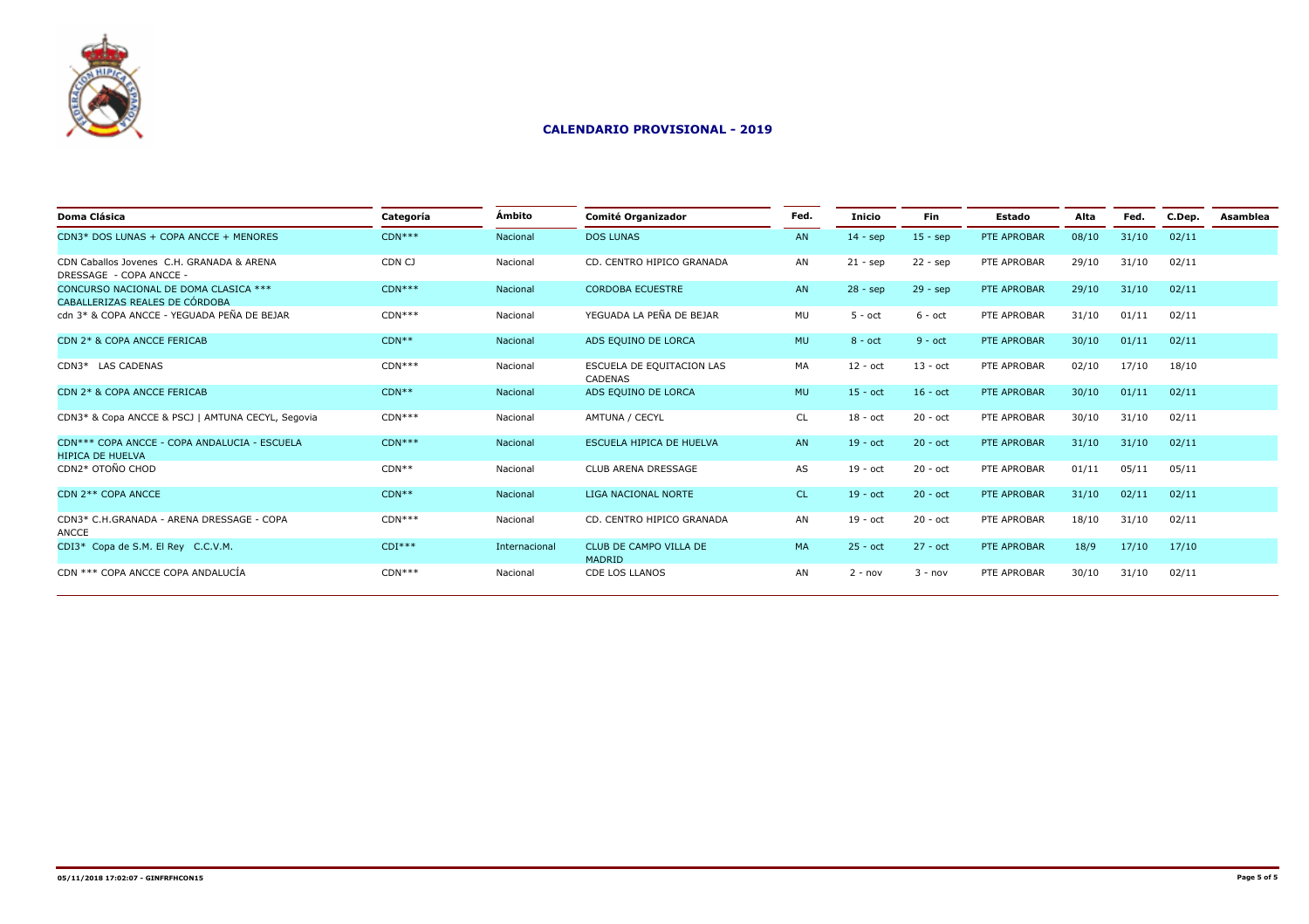## CALENDARIO PROVISIONAL - 2019

| Doma Clásica | Categoría | Ámbito | Comité Organizador | Fed. | Inicio | Fin | Estado | Alta | Fed. | C.Dep. | Asamblea |
|---|---|---|---|---|---|---|---|---|---|---|---|
| CDN3* DOS LUNAS + COPA ANCCE + MENORES | CDN*** | Nacional | DOS LUNAS | AN | 14 - sep | 15 - sep | PTE APROBAR | 08/10 | 31/10 | 02/11 | |
| CDN Caballos Jovenes C.H. GRANADA & ARENA DRESSAGE - COPA ANCCE - | CDN CJ | Nacional | CD. CENTRO HIPICO GRANADA | AN | 21 - sep | 22 - sep | PTE APROBAR | 29/10 | 31/10 | 02/11 | |
| CONCURSO NACIONAL DE DOMA CLASICA *** CABALLERIZAS REALES DE CÓRDOBA | CDN*** | Nacional | CORDOBA ECUESTRE | AN | 28 - sep | 29 - sep | PTE APROBAR | 29/10 | 31/10 | 02/11 | |
| cdn 3* & COPA ANCCE - YEGUADA PEÑA DE BEJAR | CDN*** | Nacional | YEGUADA LA PEÑA DE BEJAR | MU | 5 - oct | 6 - oct | PTE APROBAR | 31/10 | 01/11 | 02/11 | |
| CDN 2* & COPA ANCCE FERICAB | CDN** | Nacional | ADS EQUINO DE LORCA | MU | 8 - oct | 9 - oct | PTE APROBAR | 30/10 | 01/11 | 02/11 | |
| CDN3* LAS CADENAS | CDN*** | Nacional | ESCUELA DE EQUITACION LAS CADENAS | MA | 12 - oct | 13 - oct | PTE APROBAR | 02/10 | 17/10 | 18/10 | |
| CDN 2* & COPA ANCCE FERICAB | CDN** | Nacional | ADS EQUINO DE LORCA | MU | 15 - oct | 16 - oct | PTE APROBAR | 30/10 | 01/11 | 02/11 | |
| CDN3* & Copa ANCCE & PSCJ \| AMTUNA CECYL, Segovia | CDN*** | Nacional | AMTUNA / CECYL | CL | 18 - oct | 20 - oct | PTE APROBAR | 30/10 | 31/10 | 02/11 | |
| CDN*** COPA ANCCE - COPA ANDALUCIA - ESCUELA HIPICA DE HUELVA | CDN*** | Nacional | ESCUELA HIPICA DE HUELVA | AN | 19 - oct | 20 - oct | PTE APROBAR | 31/10 | 31/10 | 02/11 | |
| CDN2* OTOÑO CHOD | CDN** | Nacional | CLUB ARENA DRESSAGE | AS | 19 - oct | 20 - oct | PTE APROBAR | 01/11 | 05/11 | 05/11 | |
| CDN 2** COPA ANCCE | CDN** | Nacional | LIGA NACIONAL NORTE | CL | 19 - oct | 20 - oct | PTE APROBAR | 31/10 | 02/11 | 02/11 | |
| CDN3* C.H.GRANADA - ARENA DRESSAGE - COPA ANCCE | CDN*** | Nacional | CD. CENTRO HIPICO GRANADA | AN | 19 - oct | 20 - oct | PTE APROBAR | 18/10 | 31/10 | 02/11 | |
| CDI3* Copa de S.M. El Rey C.C.V.M. | CDI*** | Internacional | CLUB DE CAMPO VILLA DE MADRID | MA | 25 - oct | 27 - oct | PTE APROBAR | 18/9 | 17/10 | 17/10 | |
| CDN *** COPA ANCCE COPA ANDALUCÍA | CDN*** | Nacional | CDE LOS LLANOS | AN | 2 - nov | 3 - nov | PTE APROBAR | 30/10 | 31/10 | 02/11 | |

05/11/2018 17:02:07 - GINFRFHCON15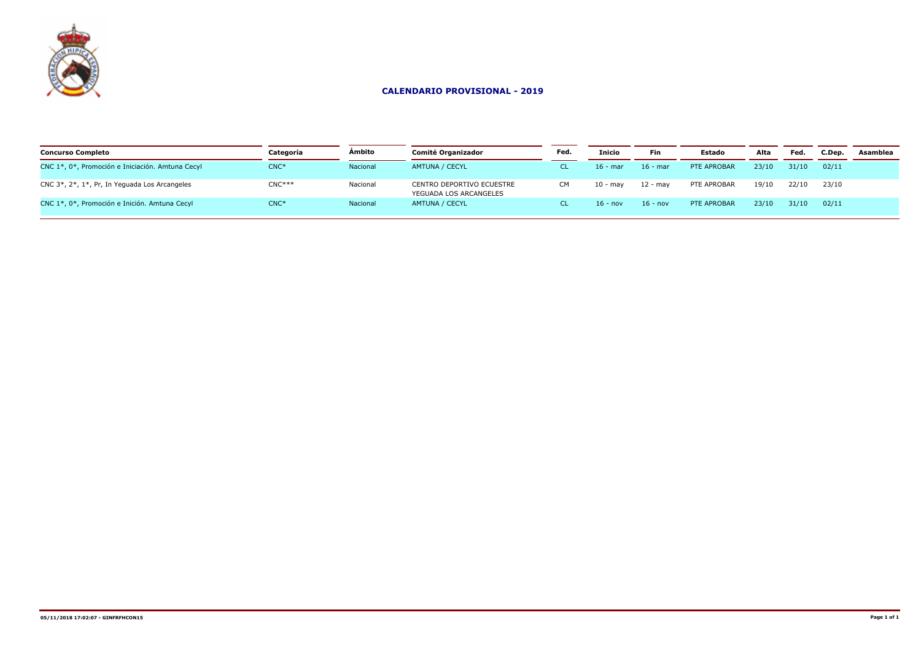## CALENDARIO PROVISIONAL - 2019

| Concurso Completo | Categoría | Ámbito | Comité Organizador | Fed. | Inicio | Fin | Estado | Alta | Fed. | C.Dep. | Asamblea |
|---|---|---|---|---|---|---|---|---|---|---|---|
| CNC 1*, 0*, Promoción e Iniciación. Amtuna Cecyl | CNC* | Nacional | AMTUNA / CECYL | CL | 16 - mar | 16 - mar | PTE APROBAR | 23/10 | 31/10 | 02/11 | |
| CNC 3*, 2*, 1*, Pr, In Yeguada Los Arcangeles | CNC*** | Nacional | CENTRO DEPORTIVO ECUESTRE YEGUADA LOS ARCANGELES | CM | 10 - may | 12 - may | PTE APROBAR | 19/10 | 22/10 | 23/10 | |
| CNC 1*, 0*, Promoción e Inición. Amtuna Cecyl | CNC* | Nacional | AMTUNA / CECYL | CL | 16 - nov | 16 - nov | PTE APROBAR | 23/10 | 31/10 | 02/11 | |

05/11/2018 17:02:07 - GINFRFHCON15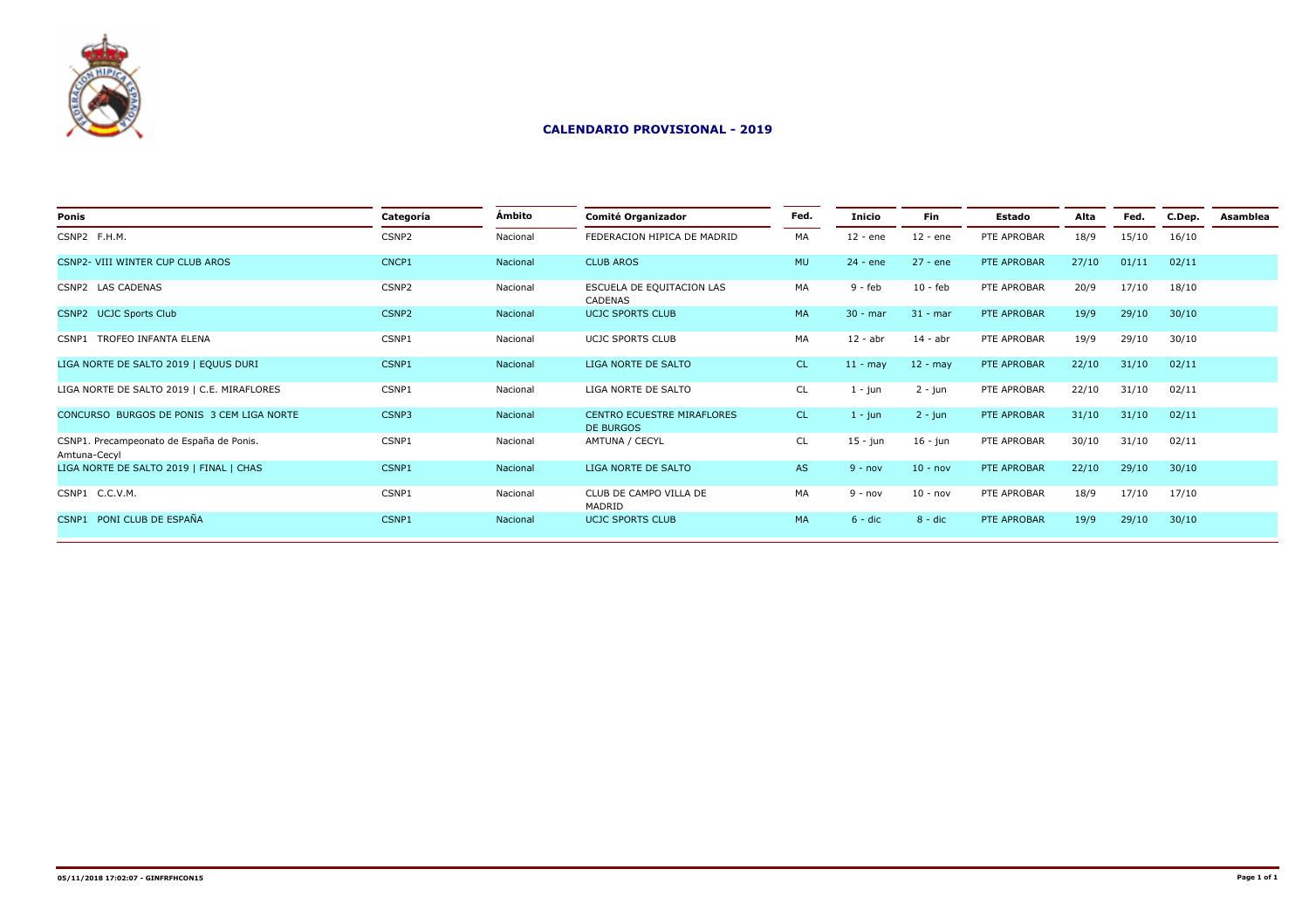# CALENDARIO PROVISIONAL - 2019

| Ponis | Categoría | Ámbito | Comité Organizador | Fed. | Inicio | Fin | Estado | Alta | Fed. | C.Dep. | Asamblea |
|---|---|---|---|---|---|---|---|---|---|---|---|
| CSNP2 F.H.M. | CSNP2 | Nacional | FEDERACION HIPICA DE MADRID | MA | 12 - ene | 12 - ene | PTE APROBAR | 18/9 | 15/10 | 16/10 | |
| CSNP2- VIII WINTER CUP CLUB AROS | CNCP1 | Nacional | CLUB AROS | MU | 24 - ene | 27 - ene | PTE APROBAR | 27/10 | 01/11 | 02/11 | |
| CSNP2 LAS CADENAS | CSNP2 | Nacional | ESCUELA DE EQUITACION LAS CADENAS | MA | 9 - feb | 10 - feb | PTE APROBAR | 20/9 | 17/10 | 18/10 | |
| CSNP2 UCJC Sports Club | CSNP2 | Nacional | UCJC SPORTS CLUB | MA | 30 - mar | 31 - mar | PTE APROBAR | 19/9 | 29/10 | 30/10 | |
| CSNP1 TROFEO INFANTA ELENA | CSNP1 | Nacional | UCJC SPORTS CLUB | MA | 12 - abr | 14 - abr | PTE APROBAR | 19/9 | 29/10 | 30/10 | |
| LIGA NORTE DE SALTO 2019 \| EQUUS DURI | CSNP1 | Nacional | LIGA NORTE DE SALTO | CL | 11 - may | 12 - may | PTE APROBAR | 22/10 | 31/10 | 02/11 | |
| LIGA NORTE DE SALTO 2019 \| C.E. MIRAFLORES | CSNP1 | Nacional | LIGA NORTE DE SALTO | CL | 1 - jun | 2 - jun | PTE APROBAR | 22/10 | 31/10 | 02/11 | |
| CONCURSO BURGOS DE PONIS 3 CEM LIGA NORTE | CSNP3 | Nacional | CENTRO ECUESTRE MIRAFLORES DE BURGOS | CL | 1 - jun | 2 - jun | PTE APROBAR | 31/10 | 31/10 | 02/11 | |
| CSNP1. Precampeonato de España de Ponis. Amtuna-Cecyl | CSNP1 | Nacional | AMTUNA / CECYL | CL | 15 - jun | 16 - jun | PTE APROBAR | 30/10 | 31/10 | 02/11 | |
| LIGA NORTE DE SALTO 2019 \| FINAL \| CHAS | CSNP1 | Nacional | LIGA NORTE DE SALTO | AS | 9 - nov | 10 - nov | PTE APROBAR | 22/10 | 29/10 | 30/10 | |
| CSNP1 C.C.V.M. | CSNP1 | Nacional | CLUB DE CAMPO VILLA DE MADRID | MA | 9 - nov | 10 - nov | PTE APROBAR | 18/9 | 17/10 | 17/10 | |
| CSNP1 PONI CLUB DE ESPAÑA | CSNP1 | Nacional | UCJC SPORTS CLUB | MA | 6 - dic | 8 - dic | PTE APROBAR | 19/9 | 29/10 | 30/10 | |

05/11/2018 17:02:07 - GINFRFHCON15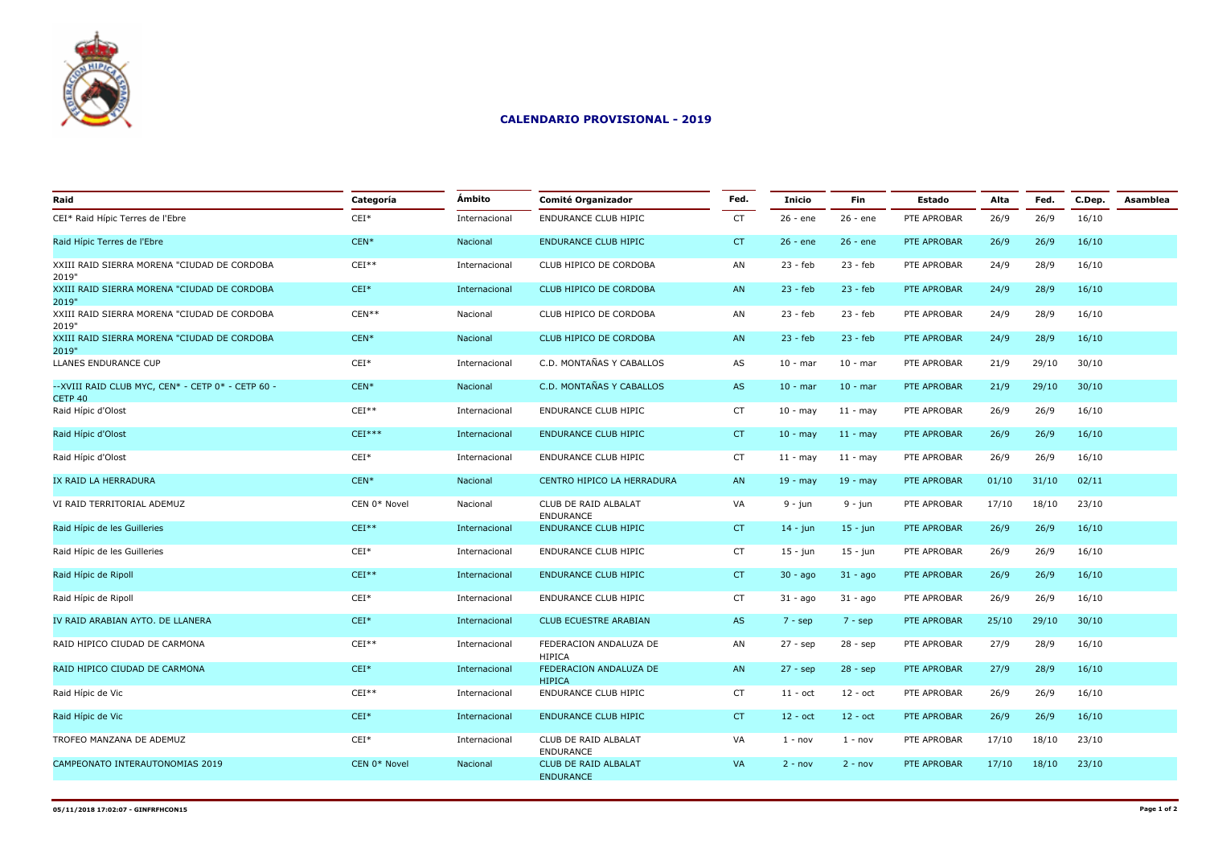## CALENDARIO PROVISIONAL - 2019

| Raid | Categoría | Ámbito | Comité Organizador | Fed. | Inicio | Fin | Estado | Alta | Fed. | C.Dep. | Asamblea |
|---|---|---|---|---|---|---|---|---|---|---|---|
| CEI* Raid Hípic Terres de l'Ebre | CEI* | Internacional | ENDURANCE CLUB HIPIC | CT | 26 - ene | 26 - ene | PTE APROBAR | 26/9 | 26/9 | 16/10 | |
| Raid Hípic Terres de l'Ebre | CEN* | Nacional | ENDURANCE CLUB HIPIC | CT | 26 - ene | 26 - ene | PTE APROBAR | 26/9 | 26/9 | 16/10 | |
| XXIII RAID SIERRA MORENA "CIUDAD DE CORDOBA 2019" | CEI** | Internacional | CLUB HIPICO DE CORDOBA | AN | 23 - feb | 23 - feb | PTE APROBAR | 24/9 | 28/9 | 16/10 | |
| XXIII RAID SIERRA MORENA "CIUDAD DE CORDOBA 2019" | CEI* | Internacional | CLUB HIPICO DE CORDOBA | AN | 23 - feb | 23 - feb | PTE APROBAR | 24/9 | 28/9 | 16/10 | |
| XXIII RAID SIERRA MORENA "CIUDAD DE CORDOBA 2019" | CEN** | Nacional | CLUB HIPICO DE CORDOBA | AN | 23 - feb | 23 - feb | PTE APROBAR | 24/9 | 28/9 | 16/10 | |
| XXIII RAID SIERRA MORENA "CIUDAD DE CORDOBA 2019" | CEN* | Nacional | CLUB HIPICO DE CORDOBA | AN | 23 - feb | 23 - feb | PTE APROBAR | 24/9 | 28/9 | 16/10 | |
| LLANES ENDURANCE CUP | CEI* | Internacional | C.D. MONTAÑAS Y CABALLOS | AS | 10 - mar | 10 - mar | PTE APROBAR | 21/9 | 29/10 | 30/10 | |
| --XVIII RAID CLUB MYC, CEN* - CETP 0* - CETP 60 - CETP 40 | CEN* | Nacional | C.D. MONTAÑAS Y CABALLOS | AS | 10 - mar | 10 - mar | PTE APROBAR | 21/9 | 29/10 | 30/10 | |
| Raid Hípic d'Olost | CEI** | Internacional | ENDURANCE CLUB HIPIC | CT | 10 - may | 11 - may | PTE APROBAR | 26/9 | 26/9 | 16/10 | |
| Raid Hípic d'Olost | CEI*** | Internacional | ENDURANCE CLUB HIPIC | CT | 10 - may | 11 - may | PTE APROBAR | 26/9 | 26/9 | 16/10 | |
| Raid Hípic d'Olost | CEI* | Internacional | ENDURANCE CLUB HIPIC | CT | 11 - may | 11 - may | PTE APROBAR | 26/9 | 26/9 | 16/10 | |
| IX RAID LA HERRADURA | CEN* | Nacional | CENTRO HIPICO LA HERRADURA | AN | 19 - may | 19 - may | PTE APROBAR | 01/10 | 31/10 | 02/11 | |
| VI RAID TERRITORIAL ADEMUZ | CEN 0* Novel | Nacional | CLUB DE RAID ALBALAT ENDURANCE | VA | 9 - jun | 9 - jun | PTE APROBAR | 17/10 | 18/10 | 23/10 | |
| Raid Hípic de les Guilleries | CEI** | Internacional | ENDURANCE CLUB HIPIC | CT | 14 - jun | 15 - jun | PTE APROBAR | 26/9 | 26/9 | 16/10 | |
| Raid Hípic de les Guilleries | CEI* | Internacional | ENDURANCE CLUB HIPIC | CT | 15 - jun | 15 - jun | PTE APROBAR | 26/9 | 26/9 | 16/10 | |
| Raid Hípic de Ripoll | CEI** | Internacional | ENDURANCE CLUB HIPIC | CT | 30 - ago | 31 - ago | PTE APROBAR | 26/9 | 26/9 | 16/10 | |
| Raid Hípic de Ripoll | CEI* | Internacional | ENDURANCE CLUB HIPIC | CT | 31 - ago | 31 - ago | PTE APROBAR | 26/9 | 26/9 | 16/10 | |
| IV RAID ARABIAN AYTO. DE LLANERA | CEI* | Internacional | CLUB ECUESTRE ARABIAN | AS | 7 - sep | 7 - sep | PTE APROBAR | 25/10 | 29/10 | 30/10 | |
| RAID HIPICO CIUDAD DE CARMONA | CEI** | Internacional | FEDERACION ANDALUZA DE HIPICA | AN | 27 - sep | 28 - sep | PTE APROBAR | 27/9 | 28/9 | 16/10 | |
| RAID HIPICO CIUDAD DE CARMONA | CEI* | Internacional | FEDERACION ANDALUZA DE HIPICA | AN | 27 - sep | 28 - sep | PTE APROBAR | 27/9 | 28/9 | 16/10 | |
| Raid Hípic de Vic | CEI** | Internacional | ENDURANCE CLUB HIPIC | CT | 11 - oct | 12 - oct | PTE APROBAR | 26/9 | 26/9 | 16/10 | |
| Raid Hípic de Vic | CEI* | Internacional | ENDURANCE CLUB HIPIC | CT | 12 - oct | 12 - oct | PTE APROBAR | 26/9 | 26/9 | 16/10 | |
| TROFEO MANZANA DE ADEMUZ | CEI* | Internacional | CLUB DE RAID ALBALAT ENDURANCE | VA | 1 - nov | 1 - nov | PTE APROBAR | 17/10 | 18/10 | 23/10 | |
| CAMPEONATO INTERAUTONOMIAS 2019 | CEN 0* Novel | Nacional | CLUB DE RAID ALBALAT ENDURANCE | VA | 2 - nov | 2 - nov | PTE APROBAR | 17/10 | 18/10 | 23/10 | |

05/11/2018 17:02:07 - GINFRFHCON15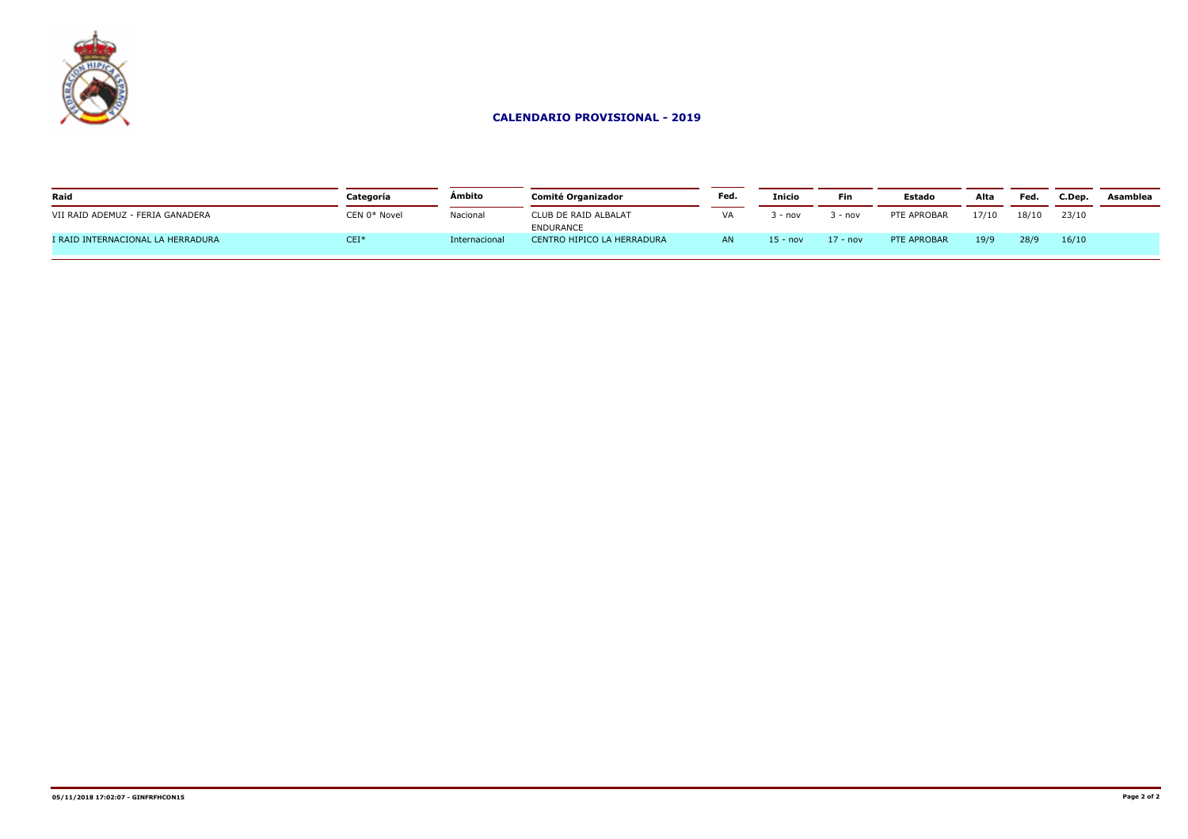## CALENDARIO PROVISIONAL - 2019

| Raid | Categoría | Ámbito | Comité Organizador | Fed. | Inicio | Fin | Estado | Alta | Fed. | C.Dep. | Asamblea |
|---|---|---|---|---|---|---|---|---|---|---|---|
| VII RAID ADEMUZ - FERIA GANADERA | CEN 0* Novel | Nacional | CLUB DE RAID ALBALAT ENDURANCE | VA | 3 - nov | 3 - nov | PTE APROBAR | 17/10 | 18/10 | 23/10 | |
| I RAID INTERNACIONAL LA HERRADURA | CEI* | Internacional | CENTRO HIPICO LA HERRADURA | AN | 15 - nov | 17 - nov | PTE APROBAR | 19/9 | 28/9 | 16/10 | |

05/11/2018 17:02:07 - GINFRFHCON15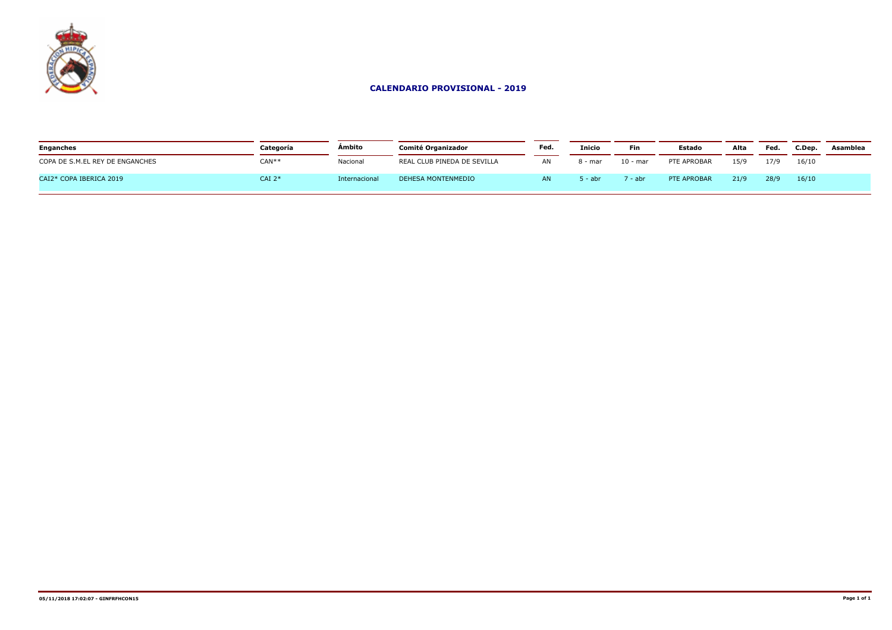## CALENDARIO PROVISIONAL - 2019

| Enganches | Categoría | Ámbito | Comité Organizador | Fed. | Inicio | Fin | Estado | Alta | Fed. | C.Dep. | Asamblea |
|---|---|---|---|---|---|---|---|---|---|---|---|
| COPA DE S.M.EL REY DE ENGANCHES | CAN** | Nacional | REAL CLUB PINEDA DE SEVILLA | AN | 8 - mar | 10 - mar | PTE APROBAR | 15/9 | 17/9 | 16/10 | |
| CAI2* COPA IBERICA 2019 | CAI 2* | Internacional | DEHESA MONTENMEDIO | AN | 5 - abr | 7 - abr | PTE APROBAR | 21/9 | 28/9 | 16/10 | |

05/11/2018 17:02:07 - GINFRFHCON15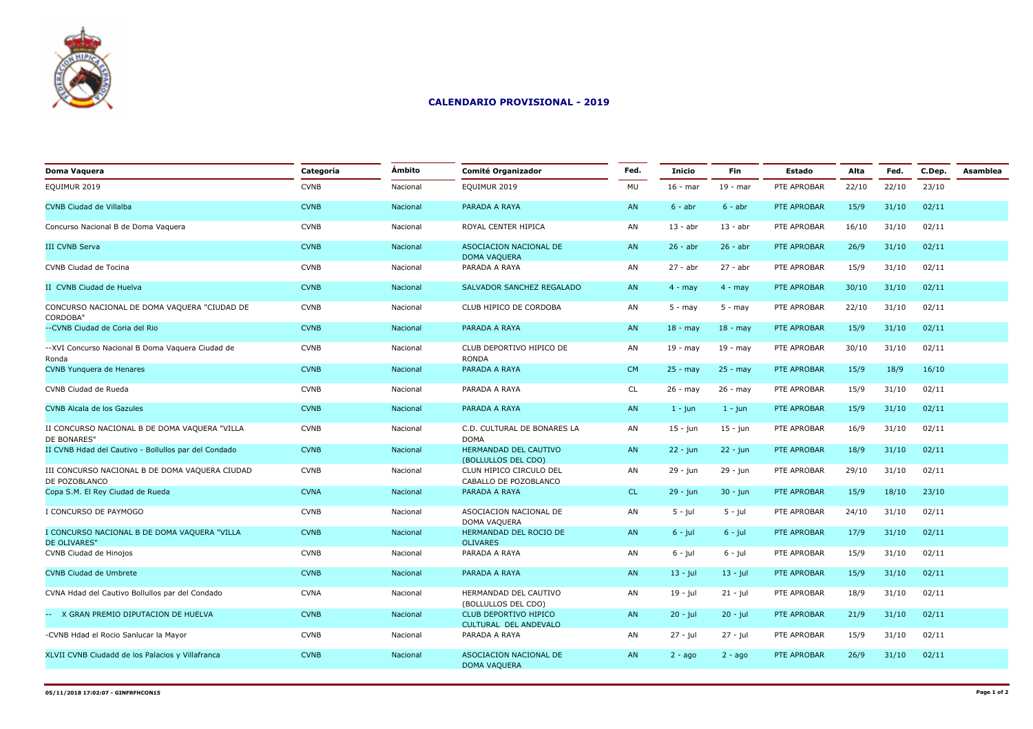## CALENDARIO PROVISIONAL - 2019

| Doma Vaquera | Categoría | Ámbito | Comité Organizador | Fed. | Inicio | Fin | Estado | Alta | Fed. | C.Dep. | Asamblea |
|---|---|---|---|---|---|---|---|---|---|---|---|
| EQUIMUR 2019 | CVNB | Nacional | EQUIMUR 2019 | MU | 16 - mar | 19 - mar | PTE APROBAR | 22/10 | 22/10 | 23/10 | |
| CVNB Ciudad de Villalba | CVNB | Nacional | PARADA A RAYA | AN | 6 - abr | 6 - abr | PTE APROBAR | 15/9 | 31/10 | 02/11 | |
| Concurso Nacional B de Doma Vaquera | CVNB | Nacional | ROYAL CENTER HIPICA | AN | 13 - abr | 13 - abr | PTE APROBAR | 16/10 | 31/10 | 02/11 | |
| III CVNB Serva | CVNB | Nacional | ASOCIACION NACIONAL DE DOMA VAQUERA | AN | 26 - abr | 26 - abr | PTE APROBAR | 26/9 | 31/10 | 02/11 | |
| CVNB Ciudad de Tocina | CVNB | Nacional | PARADA A RAYA | AN | 27 - abr | 27 - abr | PTE APROBAR | 15/9 | 31/10 | 02/11 | |
| II CVNB Ciudad de Huelva | CVNB | Nacional | SALVADOR SANCHEZ REGALADO | AN | 4 - may | 4 - may | PTE APROBAR | 30/10 | 31/10 | 02/11 | |
| CONCURSO NACIONAL DE DOMA VAQUERA "CIUDAD DE CORDOBA" | CVNB | Nacional | CLUB HIPICO DE CORDOBA | AN | 5 - may | 5 - may | PTE APROBAR | 22/10 | 31/10 | 02/11 | |
| --CVNB Ciudad de Coria del Rio | CVNB | Nacional | PARADA A RAYA | AN | 18 - may | 18 - may | PTE APROBAR | 15/9 | 31/10 | 02/11 | |
| --XVI Concurso Nacional B Doma Vaquera Ciudad de Ronda | CVNB | Nacional | CLUB DEPORTIVO HIPICO DE RONDA | AN | 19 - may | 19 - may | PTE APROBAR | 30/10 | 31/10 | 02/11 | |
| CVNB Yunquera de Henares | CVNB | Nacional | PARADA A RAYA | CM | 25 - may | 25 - may | PTE APROBAR | 15/9 | 18/9 | 16/10 | |
| CVNB Ciudad de Rueda | CVNB | Nacional | PARADA A RAYA | CL | 26 - may | 26 - may | PTE APROBAR | 15/9 | 31/10 | 02/11 | |
| CVNB Alcala de los Gazules | CVNB | Nacional | PARADA A RAYA | AN | 1 - jun | 1 - jun | PTE APROBAR | 15/9 | 31/10 | 02/11 | |
| II CONCURSO NACIONAL B DE DOMA VAQUERA "VILLA DE BONARES" | CVNB | Nacional | C.D. CULTURAL DE BONARES LA DOMA | AN | 15 - jun | 15 - jun | PTE APROBAR | 16/9 | 31/10 | 02/11 | |
| II CVNB Hdad del Cautivo - Bollullos par del Condado | CVNB | Nacional | HERMANDAD DEL CAUTIVO (BOLLULLOS DEL CDO) | AN | 22 - jun | 22 - jun | PTE APROBAR | 18/9 | 31/10 | 02/11 | |
| III CONCURSO NACIONAL B DE DOMA VAQUERA CIUDAD DE POZOBLANCO | CVNB | Nacional | CLUN HIPICO CIRCULO DEL CABALLO DE POZOBLANCO | AN | 29 - jun | 29 - jun | PTE APROBAR | 29/10 | 31/10 | 02/11 | |
| Copa S.M. El Rey Ciudad de Rueda | CVNA | Nacional | PARADA A RAYA | CL | 29 - jun | 30 - jun | PTE APROBAR | 15/9 | 18/10 | 23/10 | |
| I CONCURSO DE PAYMOGO | CVNB | Nacional | ASOCIACION NACIONAL DE DOMA VAQUERA | AN | 5 - jul | 5 - jul | PTE APROBAR | 24/10 | 31/10 | 02/11 | |
| I CONCURSO NACIONAL B DE DOMA VAQUERA "VILLA DE OLIVARES" | CVNB | Nacional | HERMANDAD DEL ROCIO DE OLIVARES | AN | 6 - jul | 6 - jul | PTE APROBAR | 17/9 | 31/10 | 02/11 | |
| CVNB Ciudad de Hinojos | CVNB | Nacional | PARADA A RAYA | AN | 6 - jul | 6 - jul | PTE APROBAR | 15/9 | 31/10 | 02/11 | |
| CVNB Ciudad de Umbrete | CVNB | Nacional | PARADA A RAYA | AN | 13 - jul | 13 - jul | PTE APROBAR | 15/9 | 31/10 | 02/11 | |
| CVNA Hdad del Cautivo Bollullos par del Condado | CVNA | Nacional | HERMANDAD DEL CAUTIVO (BOLLULLOS DEL CDO) | AN | 19 - jul | 21 - jul | PTE APROBAR | 18/9 | 31/10 | 02/11 | |
| -- X GRAN PREMIO DIPUTACION DE HUELVA | CVNB | Nacional | CLUB DEPORTIVO HIPICO CULTURAL DEL ANDEVALO | AN | 20 - jul | 20 - jul | PTE APROBAR | 21/9 | 31/10 | 02/11 | |
| -CVNB Hdad el Rocio Sanlucar la Mayor | CVNB | Nacional | PARADA A RAYA | AN | 27 - jul | 27 - jul | PTE APROBAR | 15/9 | 31/10 | 02/11 | |
| XLVII CVNB Ciudadd de los Palacios y Villafranca | CVNB | Nacional | ASOCIACION NACIONAL DE DOMA VAQUERA | AN | 2 - ago | 2 - ago | PTE APROBAR | 26/9 | 31/10 | 02/11 | |

05/11/2018 17:02:07 - GINFRFHCON15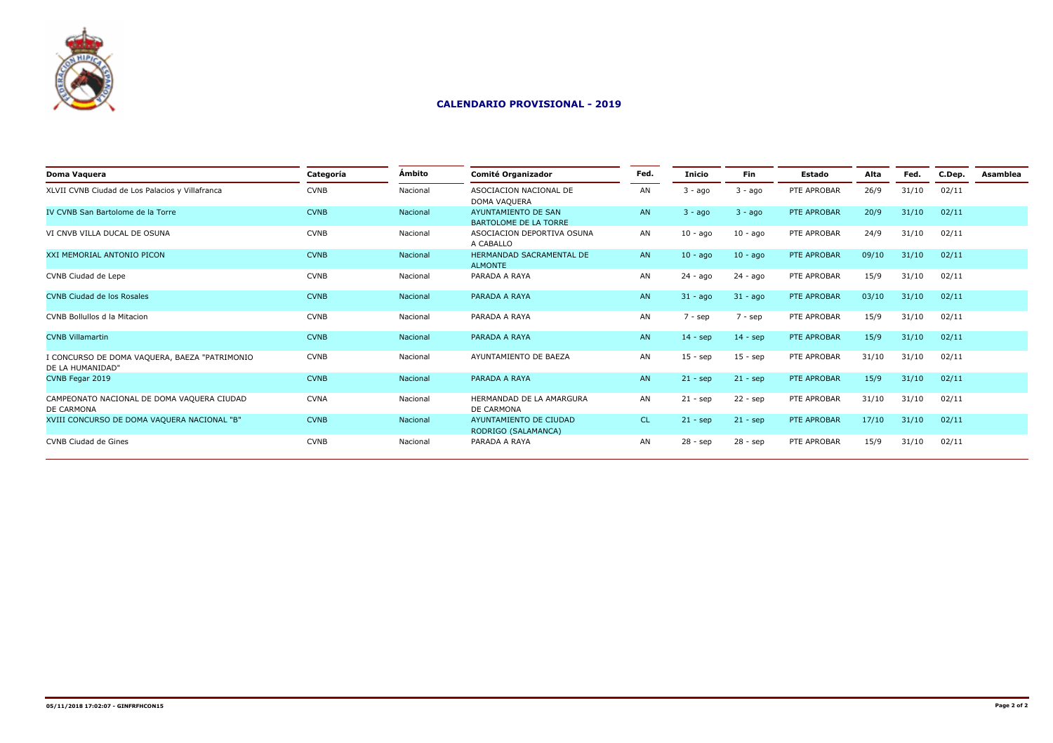# CALENDARIO PROVISIONAL - 2019

| Doma Vaquera | Categoría | Ámbito | Comité Organizador | Fed. | Inicio | Fin | Estado | Alta | Fed. | C.Dep. | Asamblea |
|---|---|---|---|---|---|---|---|---|---|---|---|
| XLVII CVNB Ciudad de Los Palacios y Villafranca | CVNB | Nacional | ASOCIACION NACIONAL DE DOMA VAQUERA | AN | 3 - ago | 3 - ago | PTE APROBAR | 26/9 | 31/10 | 02/11 | |
| IV CVNB San Bartolome de la Torre | CVNB | Nacional | AYUNTAMIENTO DE SAN BARTOLOME DE LA TORRE | AN | 3 - ago | 3 - ago | PTE APROBAR | 20/9 | 31/10 | 02/11 | |
| VI CNVB VILLA DUCAL DE OSUNA | CVNB | Nacional | ASOCIACION DEPORTIVA OSUNA A CABALLO | AN | 10 - ago | 10 - ago | PTE APROBAR | 24/9 | 31/10 | 02/11 | |
| XXI MEMORIAL ANTONIO PICON | CVNB | Nacional | HERMANDAD SACRAMENTAL DE ALMONTE | AN | 10 - ago | 10 - ago | PTE APROBAR | 09/10 | 31/10 | 02/11 | |
| CVNB Ciudad de Lepe | CVNB | Nacional | PARADA A RAYA | AN | 24 - ago | 24 - ago | PTE APROBAR | 15/9 | 31/10 | 02/11 | |
| CVNB Ciudad de los Rosales | CVNB | Nacional | PARADA A RAYA | AN | 31 - ago | 31 - ago | PTE APROBAR | 03/10 | 31/10 | 02/11 | |
| CVNB Bollullos d la Mitacion | CVNB | Nacional | PARADA A RAYA | AN | 7 - sep | 7 - sep | PTE APROBAR | 15/9 | 31/10 | 02/11 | |
| CVNB Villamartin | CVNB | Nacional | PARADA A RAYA | AN | 14 - sep | 14 - sep | PTE APROBAR | 15/9 | 31/10 | 02/11 | |
| I CONCURSO DE DOMA VAQUERA, BAEZA "PATRIMONIO DE LA HUMANIDAD" | CVNB | Nacional | AYUNTAMIENTO DE BAEZA | AN | 15 - sep | 15 - sep | PTE APROBAR | 31/10 | 31/10 | 02/11 | |
| CVNB Fegar 2019 | CVNB | Nacional | PARADA A RAYA | AN | 21 - sep | 21 - sep | PTE APROBAR | 15/9 | 31/10 | 02/11 | |
| CAMPEONATO NACIONAL DE DOMA VAQUERA CIUDAD DE CARMONA | CVNA | Nacional | HERMANDAD DE LA AMARGURA DE CARMONA | AN | 21 - sep | 22 - sep | PTE APROBAR | 31/10 | 31/10 | 02/11 | |
| XVIII CONCURSO DE DOMA VAQUERA NACIONAL "B" | CVNB | Nacional | AYUNTAMIENTO DE CIUDAD RODRIGO (SALAMANCA) | CL | 21 - sep | 21 - sep | PTE APROBAR | 17/10 | 31/10 | 02/11 | |
| CVNB Ciudad de Gines | CVNB | Nacional | PARADA A RAYA | AN | 28 - sep | 28 - sep | PTE APROBAR | 15/9 | 31/10 | 02/11 | |

05/11/2018 17:02:07 - GINFRFHCON15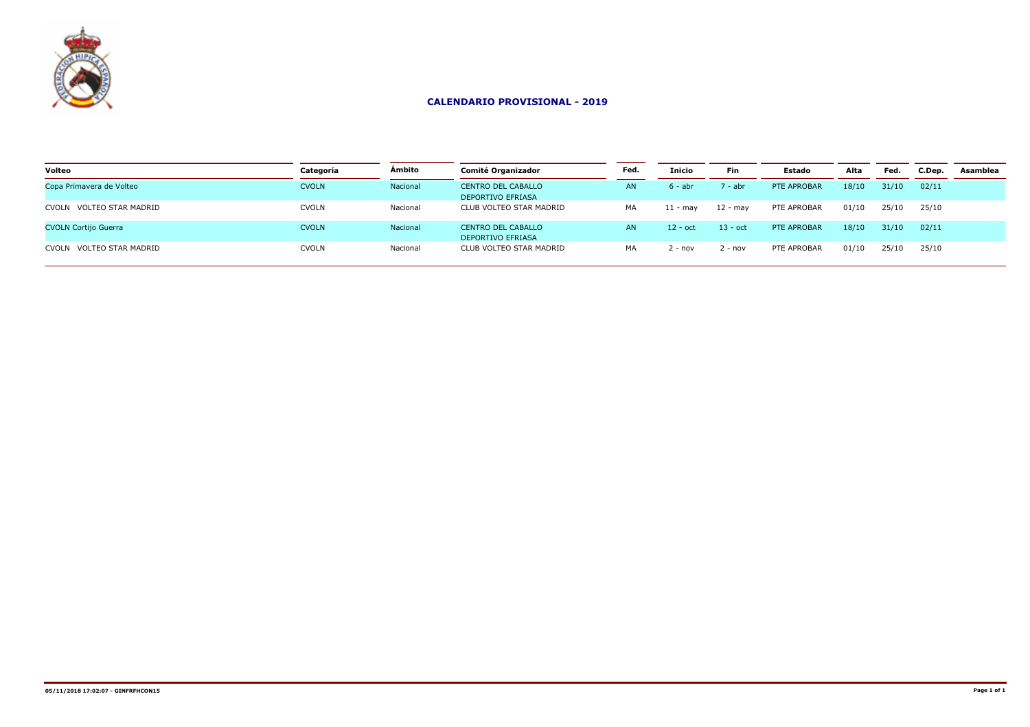## CALENDARIO PROVISIONAL - 2019

| Volteo | Categoría | Ámbito | Comité Organizador | Fed. | Inicio | Fin | Estado | Alta | Fed. | C.Dep. | Asamblea |
|---|---|---|---|---|---|---|---|---|---|---|---|
| Copa Primavera de Volteo | CVOLN | Nacional | CENTRO DEL CABALLO DEPORTIVO EFRIASA | AN | 6 - abr | 7 - abr | PTE APROBAR | 18/10 | 31/10 | 02/11 | |
| CVOLN VOLTEO STAR MADRID | CVOLN | Nacional | CLUB VOLTEO STAR MADRID | MA | 11 - may | 12 - may | PTE APROBAR | 01/10 | 25/10 | 25/10 | |
| CVOLN Cortijo Guerra | CVOLN | Nacional | CENTRO DEL CABALLO DEPORTIVO EFRIASA | AN | 12 - oct | 13 - oct | PTE APROBAR | 18/10 | 31/10 | 02/11 | |
| CVOLN VOLTEO STAR MADRID | CVOLN | Nacional | CLUB VOLTEO STAR MADRID | MA | 2 - nov | 2 - nov | PTE APROBAR | 01/10 | 25/10 | 25/10 | |

05/11/2018 17:02:07 - GINFRFHCON15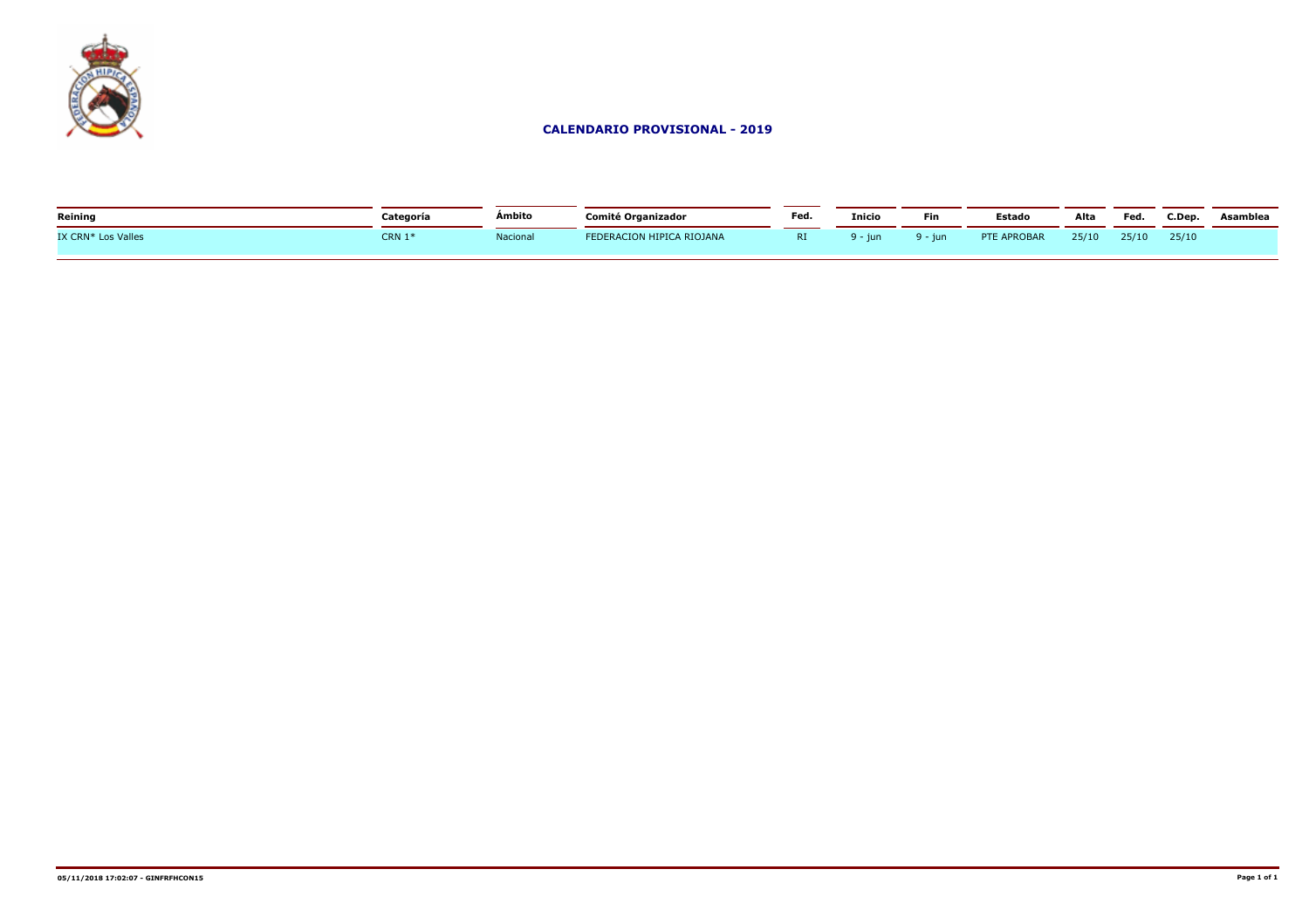# CALENDARIO PROVISIONAL - 2019

| Reining | Categoría | Ámbito | Comité Organizador | Fed. | Inicio | Fin | Estado | Alta | Fed. | C.Dep. | Asamblea |
|---|---|---|---|---|---|---|---|---|---|---|---|
| IX CRN* Los Valles | CRN 1* | Nacional | FEDERACION HIPICA RIOJANA | RI | 9 - jun | 9 - jun | PTE APROBAR | 25/10 | 25/10 | 25/10 | |

05/11/2018 17:02:07 - GINFRFHCON15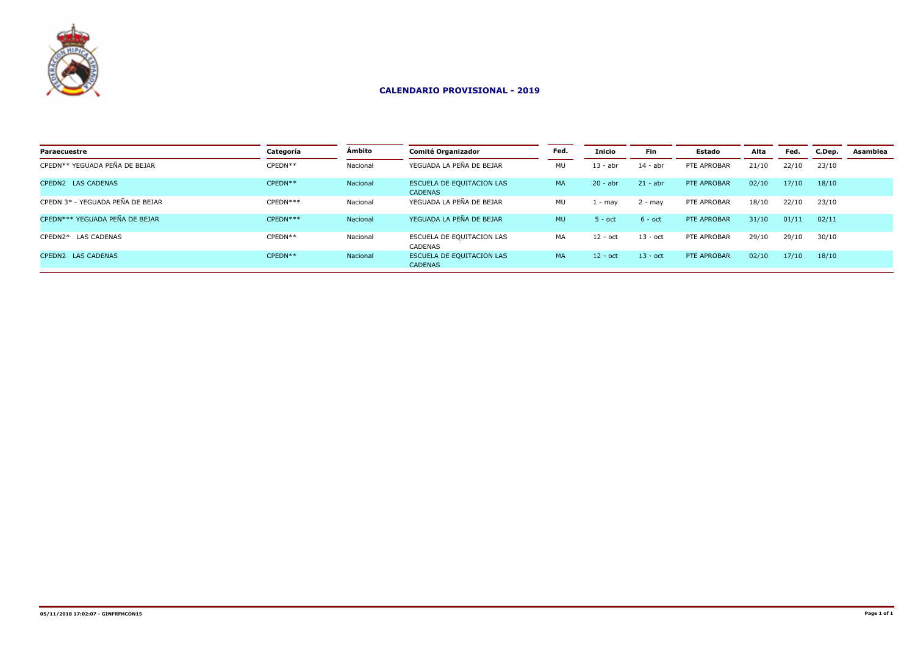**CALENDARIO PROVISIONAL - 2019**

| Paraecuestre | Categoría | Ámbito | Comité Organizador | Fed. | Inicio | Fin | Estado | Alta | Fed. | C.Dep. | Asamblea |
|---|---|---|---|---|---|---|---|---|---|---|---|
| CPEDN** YEGUADA PEÑA DE BEJAR | CPEDN** | Nacional | YEGUADA LA PEÑA DE BEJAR | MU | 13 - abr | 14 - abr | PTE APROBAR | 21/10 | 22/10 | 23/10 | |
| CPEDN2 LAS CADENAS | CPEDN** | Nacional | ESCUELA DE EQUITACION LAS CADENAS | MA | 20 - abr | 21 - abr | PTE APROBAR | 02/10 | 17/10 | 18/10 | |
| CPEDN 3* - YEGUADA PEÑA DE BEJAR | CPEDN*** | Nacional | YEGUADA LA PEÑA DE BEJAR | MU | 1 - may | 2 - may | PTE APROBAR | 18/10 | 22/10 | 23/10 | |
| CPEDN*** YEGUADA PEÑA DE BEJAR | CPEDN*** | Nacional | YEGUADA LA PEÑA DE BEJAR | MU | 5 - oct | 6 - oct | PTE APROBAR | 31/10 | 01/11 | 02/11 | |
| CPEDN2* LAS CADENAS | CPEDN** | Nacional | ESCUELA DE EQUITACION LAS CADENAS | MA | 12 - oct | 13 - oct | PTE APROBAR | 29/10 | 29/10 | 30/10 | |
| CPEDN2 LAS CADENAS | CPEDN** | Nacional | ESCUELA DE EQUITACION LAS CADENAS | MA | 12 - oct | 13 - oct | PTE APROBAR | 02/10 | 17/10 | 18/10 | |

**05/11/2018 17:02:07 - GINFRFHCON15**